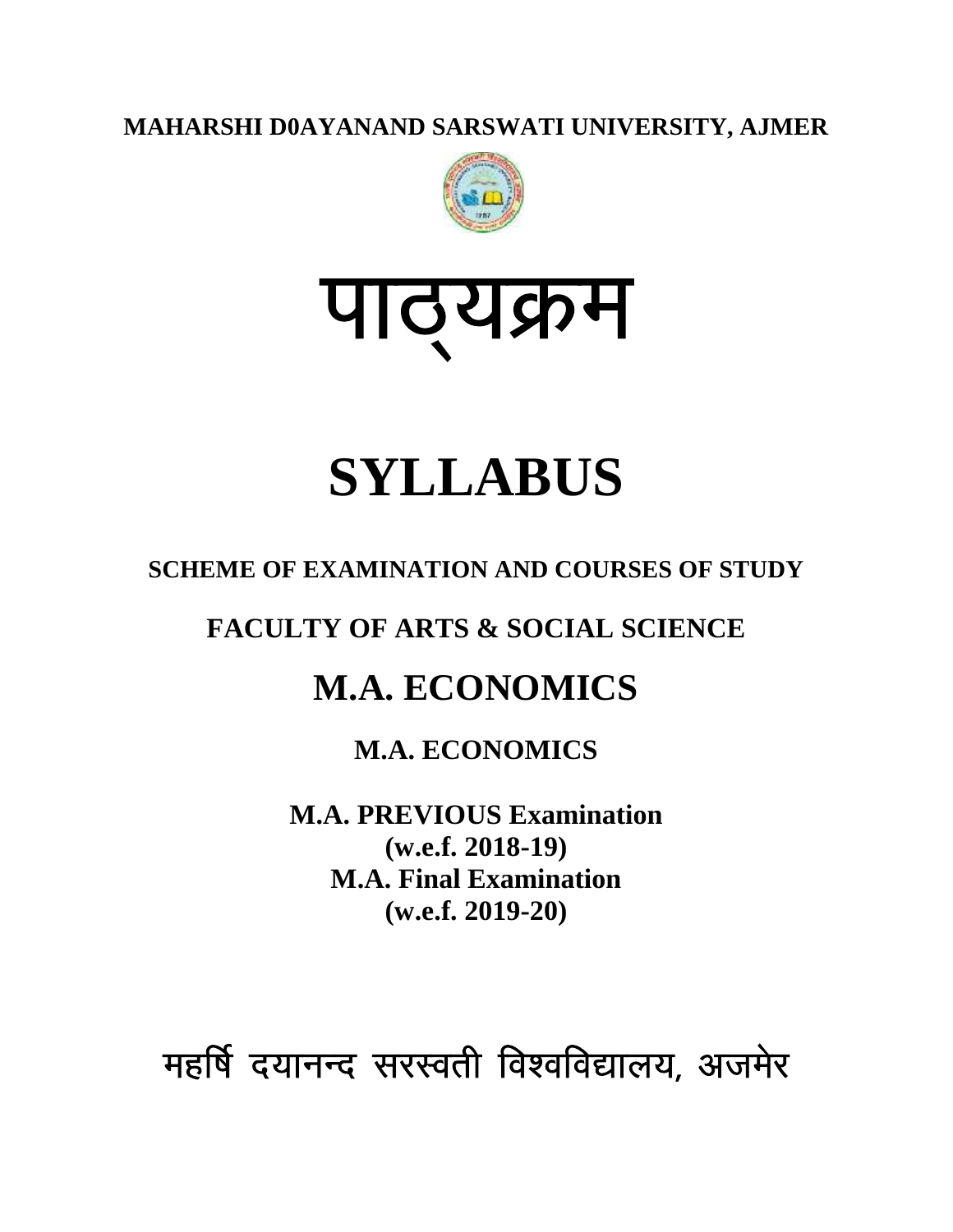**MAHARSHI D0AYANAND SARSWATI UNIVERSITY, AJMER**

# पाठ्यक्रम

# SYLLABUS

**SCHEME OF EXAMINATION AND COURSES OF STUDY**

**FACULTY OF ARTS & SOCIAL SCIENCE**

## M.A. ECONOMICS

**M.A. ECONOMICS**

**M.A. PREVIOUS Examination**
**(w.e.f. 2018-19)**
**M.A. Final Examination**
**(w.e.f. 2019-20)**

महर्षि दयानन्द सरस्वती विश्वविद्यालय, अजमेर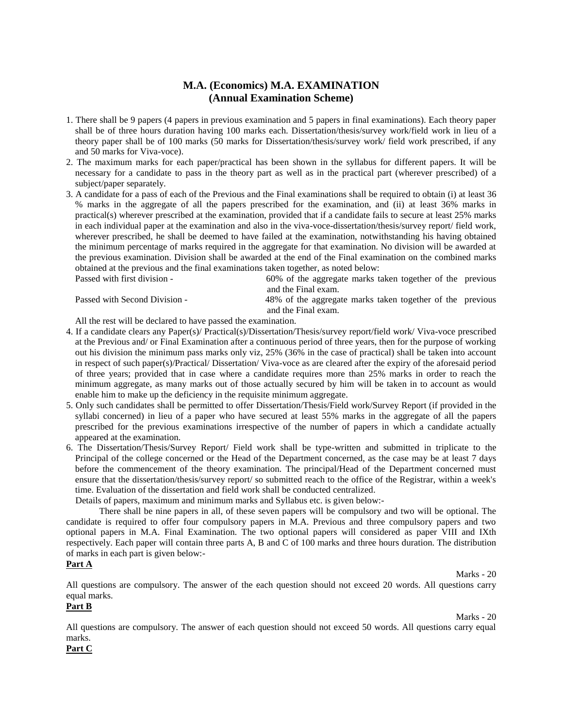## M.A. (Economics) M.A. EXAMINATION
## (Annual Examination Scheme)

1. There shall be 9 papers (4 papers in previous examination and 5 papers in final examinations). Each theory paper shall be of three hours duration having 100 marks each. Dissertation/thesis/survey work/field work in lieu of a theory paper shall be of 100 marks (50 marks for Dissertation/thesis/survey work/ field work prescribed, if any and 50 marks for Viva-voce).
2. The maximum marks for each paper/practical has been shown in the syllabus for different papers. It will be necessary for a candidate to pass in the theory part as well as in the practical part (wherever prescribed) of a subject/paper separately.
3. A candidate for a pass of each of the Previous and the Final examinations shall be required to obtain (i) at least 36 % marks in the aggregate of all the papers prescribed for the examination, and (ii) at least 36% marks in practical(s) wherever prescribed at the examination, provided that if a candidate fails to secure at least 25% marks in each individual paper at the examination and also in the viva-voce-dissertation/thesis/survey report/ field work, wherever prescribed, he shall be deemed to have failed at the examination, notwithstanding his having obtained the minimum percentage of marks required in the aggregate for that examination. No division will be awarded at the previous examination. Division shall be awarded at the end of the Final examination on the combined marks obtained at the previous and the final examinations taken together, as noted below:

   Passed with first division - 60% of the aggregate marks taken together of the previous and the Final exam.

   Passed with Second Division - 48% of the aggregate marks taken together of the previous and the Final exam.

   All the rest will be declared to have passed the examination.
4. If a candidate clears any Paper(s)/ Practical(s)/Dissertation/Thesis/survey report/field work/ Viva-voce prescribed at the Previous and/ or Final Examination after a continuous period of three years, then for the purpose of working out his division the minimum pass marks only viz, 25% (36% in the case of practical) shall be taken into account in respect of such paper(s)/Practical/ Dissertation/ Viva-voce as are cleared after the expiry of the aforesaid period of three years; provided that in case where a candidate requires more than 25% marks in order to reach the minimum aggregate, as many marks out of those actually secured by him will be taken in to account as would enable him to make up the deficiency in the requisite minimum aggregate.
5. Only such candidates shall be permitted to offer Dissertation/Thesis/Field work/Survey Report (if provided in the syllabi concerned) in lieu of a paper who have secured at least 55% marks in the aggregate of all the papers prescribed for the previous examinations irrespective of the number of papers in which a candidate actually appeared at the examination.
6. The Dissertation/Thesis/Survey Report/ Field work shall be type-written and submitted in triplicate to the Principal of the college concerned or the Head of the Department concerned, as the case may be at least 7 days before the commencement of the theory examination. The principal/Head of the Department concerned must ensure that the dissertation/thesis/survey report/ so submitted reach to the office of the Registrar, within a week's time. Evaluation of the dissertation and field work shall be conducted centralized.

   Details of papers, maximum and minimum marks and Syllabus etc. is given below:-

There shall be nine papers in all, of these seven papers will be compulsory and two will be optional. The candidate is required to offer four compulsory papers in M.A. Previous and three compulsory papers and two optional papers in M.A. Final Examination. The two optional papers will considered as paper VIII and IXth respectively. Each paper will contain three parts A, B and C of 100 marks and three hours duration. The distribution of marks in each part is given below:-

**Part A**

Marks - 20

All questions are compulsory. The answer of the each question should not exceed 20 words. All questions carry equal marks.

**Part B**

Marks - 20

All questions are compulsory. The answer of each question should not exceed 50 words. All questions carry equal marks.

**Part C**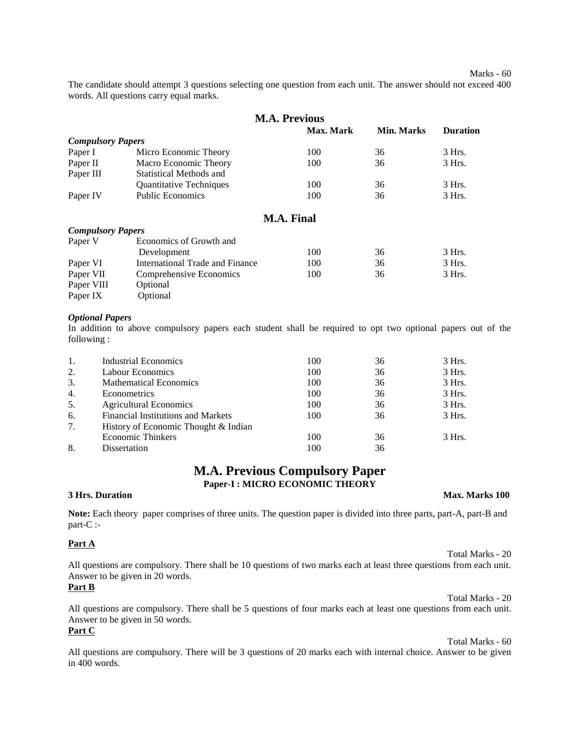Marks - 60

The candidate should attempt 3 questions selecting one question from each unit. The answer should not exceed 400 words. All questions carry equal marks.

## M.A. Previous

| | | Max. Mark | Min. Marks | Duration |
|---|---|---|---|---|
| ***Compulsory Papers*** | | | | |
| Paper I | Micro Economic Theory | 100 | 36 | 3 Hrs. |
| Paper II | Macro Economic Theory | 100 | 36 | 3 Hrs. |
| Paper III | Statistical Methods and Quantitative Techniques | 100 | 36 | 3 Hrs. |
| Paper IV | Public Economics | 100 | 36 | 3 Hrs. |

## M.A. Final

| | | | | |
|---|---|---|---|---|
| ***Compulsory Papers*** | | | | |
| Paper V | Economics of Growth and Development | 100 | 36 | 3 Hrs. |
| Paper VI | International Trade and Finance | 100 | 36 | 3 Hrs. |
| Paper VII | Comprehensive Economics | 100 | 36 | 3 Hrs. |
| Paper VIII | Optional | | | |
| Paper IX | Optional | | | |

***Optional Papers***

In addition to above compulsory papers each student shall be required to opt two optional papers out of the following :

| | | | | |
|---|---|---|---|---|
| 1. | Industrial Economics | 100 | 36 | 3 Hrs. |
| 2. | Labour Economics | 100 | 36 | 3 Hrs. |
| 3. | Mathematical Economics | 100 | 36 | 3 Hrs. |
| 4. | Econometrics | 100 | 36 | 3 Hrs. |
| 5. | Agricultural Economics | 100 | 36 | 3 Hrs. |
| 6. | Financial Institutions and Markets | 100 | 36 | 3 Hrs. |
| 7. | History of Economic Thought & Indian Economic Thinkers | 100 | 36 | 3 Hrs. |
| 8. | Dissertation | 100 | 36 | |

# M.A. Previous Compulsory Paper

### Paper-I : MICRO ECONOMIC THEORY

**3 Hrs. Duration** **Max. Marks 100**

**Note:** Each theory paper comprises of three units. The question paper is divided into three parts, part-A, part-B and part-C :-

**Part A**

Total Marks - 20

All questions are compulsory. There shall be 10 questions of two marks each at least three questions from each unit. Answer to be given in 20 words.

**Part B**

Total Marks - 20

All questions are compulsory. There shall be 5 questions of four marks each at least one questions from each unit. Answer to be given in 50 words.

**Part C**

Total Marks - 60

All questions are compulsory. There will be 3 questions of 20 marks each with internal choice. Answer to be given in 400 words.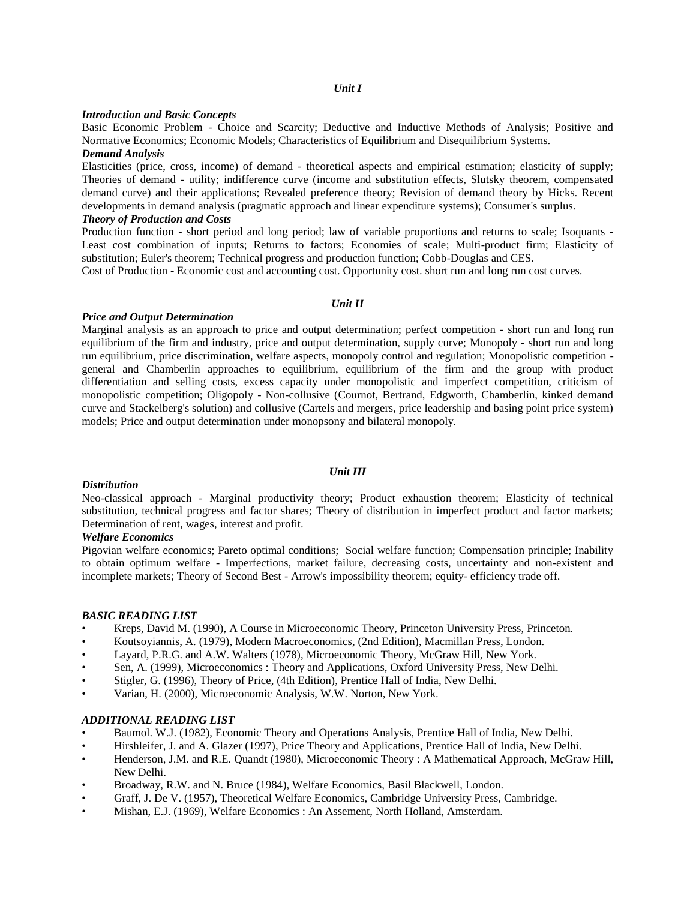### *Unit I*

***Introduction and Basic Concepts***

Basic Economic Problem - Choice and Scarcity; Deductive and Inductive Methods of Analysis; Positive and Normative Economics; Economic Models; Characteristics of Equilibrium and Disequilibrium Systems.

***Demand Analysis***

Elasticities (price, cross, income) of demand - theoretical aspects and empirical estimation; elasticity of supply; Theories of demand - utility; indifference curve (income and substitution effects, Slutsky theorem, compensated demand curve) and their applications; Revealed preference theory; Revision of demand theory by Hicks. Recent developments in demand analysis (pragmatic approach and linear expenditure systems); Consumer's surplus.

***Theory of Production and Costs***

Production function - short period and long period; law of variable proportions and returns to scale; Isoquants - Least cost combination of inputs; Returns to factors; Economies of scale; Multi-product firm; Elasticity of substitution; Euler's theorem; Technical progress and production function; Cobb-Douglas and CES.

Cost of Production - Economic cost and accounting cost. Opportunity cost. short run and long run cost curves.

### *Unit II*

***Price and Output Determination***

Marginal analysis as an approach to price and output determination; perfect competition - short run and long run equilibrium of the firm and industry, price and output determination, supply curve; Monopoly - short run and long run equilibrium, price discrimination, welfare aspects, monopoly control and regulation; Monopolistic competition - general and Chamberlin approaches to equilibrium, equilibrium of the firm and the group with product differentiation and selling costs, excess capacity under monopolistic and imperfect competition, criticism of monopolistic competition; Oligopoly - Non-collusive (Cournot, Bertrand, Edgworth, Chamberlin, kinked demand curve and Stackelberg's solution) and collusive (Cartels and mergers, price leadership and basing point price system) models; Price and output determination under monopsony and bilateral monopoly.

### *Unit III*

***Distribution***

Neo-classical approach - Marginal productivity theory; Product exhaustion theorem; Elasticity of technical substitution, technical progress and factor shares; Theory of distribution in imperfect product and factor markets; Determination of rent, wages, interest and profit.

***Welfare Economics***

Pigovian welfare economics; Pareto optimal conditions; Social welfare function; Compensation principle; Inability to obtain optimum welfare - Imperfections, market failure, decreasing costs, uncertainty and non-existent and incomplete markets; Theory of Second Best - Arrow's impossibility theorem; equity- efficiency trade off.

***BASIC READING LIST***

- Kreps, David M. (1990), A Course in Microeconomic Theory, Princeton University Press, Princeton.
- Koutsoyiannis, A. (1979), Modern Macroeconomics, (2nd Edition), Macmillan Press, London.
- Layard, P.R.G. and A.W. Walters (1978), Microeconomic Theory, McGraw Hill, New York.
- Sen, A. (1999), Microeconomics : Theory and Applications, Oxford University Press, New Delhi.
- Stigler, G. (1996), Theory of Price, (4th Edition), Prentice Hall of India, New Delhi.
- Varian, H. (2000), Microeconomic Analysis, W.W. Norton, New York.

***ADDITIONAL READING LIST***

- Baumol. W.J. (1982), Economic Theory and Operations Analysis, Prentice Hall of India, New Delhi.
- Hirshleifer, J. and A. Glazer (1997), Price Theory and Applications, Prentice Hall of India, New Delhi.
- Henderson, J.M. and R.E. Quandt (1980), Microeconomic Theory : A Mathematical Approach, McGraw Hill, New Delhi.
- Broadway, R.W. and N. Bruce (1984), Welfare Economics, Basil Blackwell, London.
- Graff, J. De V. (1957), Theoretical Welfare Economics, Cambridge University Press, Cambridge.
- Mishan, E.J. (1969), Welfare Economics : An Assement, North Holland, Amsterdam.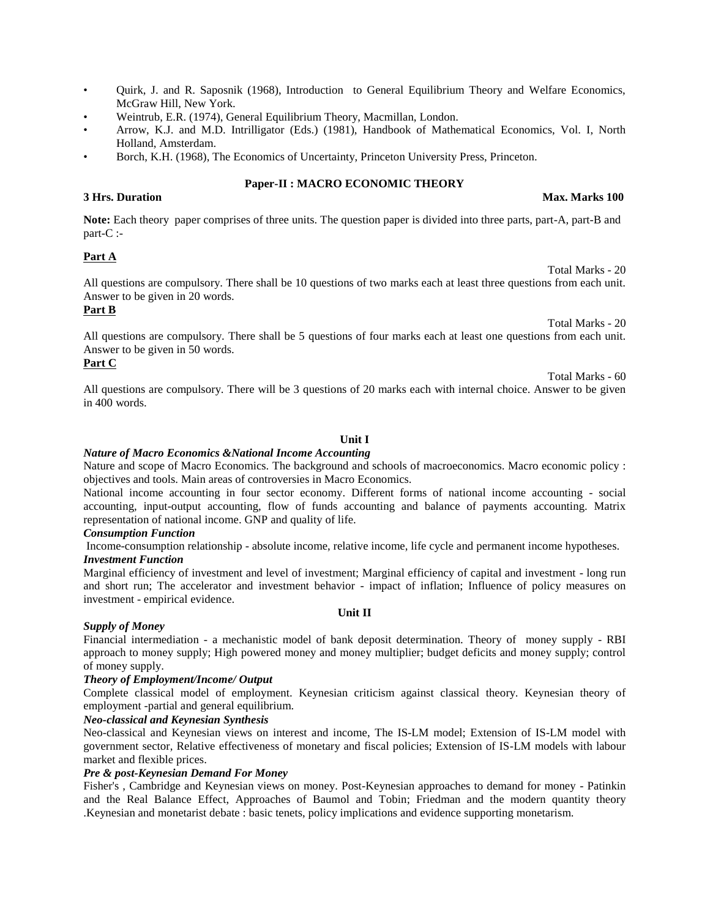- Quirk, J. and R. Saposnik (1968), Introduction to General Equilibrium Theory and Welfare Economics, McGraw Hill, New York.
- Weintrub, E.R. (1974), General Equilibrium Theory, Macmillan, London.
- Arrow, K.J. and M.D. Intrilligator (Eds.) (1981), Handbook of Mathematical Economics, Vol. I, North Holland, Amsterdam.
- Borch, K.H. (1968), The Economics of Uncertainty, Princeton University Press, Princeton.

## Paper-II : MACRO ECONOMIC THEORY

**3 Hrs. Duration** **Max. Marks 100**

**Note:** Each theory paper comprises of three units. The question paper is divided into three parts, part-A, part-B and part-C :-

**Part A**

Total Marks - 20

All questions are compulsory. There shall be 10 questions of two marks each at least three questions from each unit. Answer to be given in 20 words.

**Part B**

Total Marks - 20

All questions are compulsory. There shall be 5 questions of four marks each at least one questions from each unit. Answer to be given in 50 words.

**Part C**

Total Marks - 60

All questions are compulsory. There will be 3 questions of 20 marks each with internal choice. Answer to be given in 400 words.

### Unit I

***Nature of Macro Economics &National Income Accounting***

Nature and scope of Macro Economics. The background and schools of macroeconomics. Macro economic policy : objectives and tools. Main areas of controversies in Macro Economics.

National income accounting in four sector economy. Different forms of national income accounting - social accounting, input-output accounting, flow of funds accounting and balance of payments accounting. Matrix representation of national income. GNP and quality of life.

***Consumption Function***

Income-consumption relationship - absolute income, relative income, life cycle and permanent income hypotheses.

***Investment Function***

Marginal efficiency of investment and level of investment; Marginal efficiency of capital and investment - long run and short run; The accelerator and investment behavior - impact of inflation; Influence of policy measures on investment - empirical evidence.

### Unit II

***Supply of Money***

Financial intermediation - a mechanistic model of bank deposit determination. Theory of money supply - RBI approach to money supply; High powered money and money multiplier; budget deficits and money supply; control of money supply.

***Theory of Employment/Income/ Output***

Complete classical model of employment. Keynesian criticism against classical theory. Keynesian theory of employment -partial and general equilibrium.

***Neo-classical and Keynesian Synthesis***

Neo-classical and Keynesian views on interest and income, The IS-LM model; Extension of IS-LM model with government sector, Relative effectiveness of monetary and fiscal policies; Extension of IS-LM models with labour market and flexible prices.

***Pre & post-Keynesian Demand For Money***

Fisher's , Cambridge and Keynesian views on money. Post-Keynesian approaches to demand for money - Patinkin and the Real Balance Effect, Approaches of Baumol and Tobin; Friedman and the modern quantity theory .Keynesian and monetarist debate : basic tenets, policy implications and evidence supporting monetarism.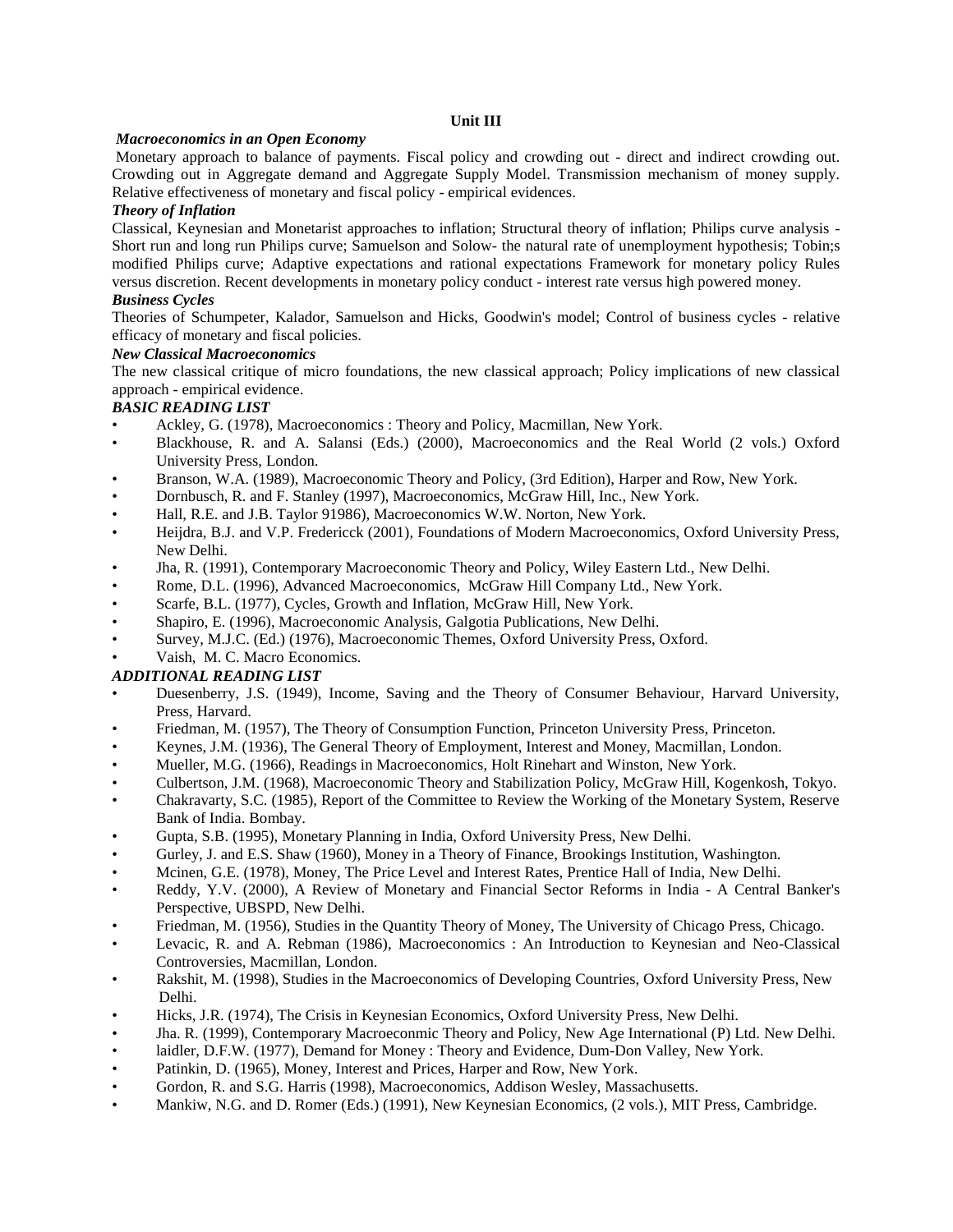**Unit III**

***Macroeconomics in an Open Economy***

Monetary approach to balance of payments. Fiscal policy and crowding out - direct and indirect crowding out. Crowding out in Aggregate demand and Aggregate Supply Model. Transmission mechanism of money supply. Relative effectiveness of monetary and fiscal policy - empirical evidences.

***Theory of Inflation***

Classical, Keynesian and Monetarist approaches to inflation; Structural theory of inflation; Philips curve analysis - Short run and long run Philips curve; Samuelson and Solow- the natural rate of unemployment hypothesis; Tobin;s modified Philips curve; Adaptive expectations and rational expectations Framework for monetary policy Rules versus discretion. Recent developments in monetary policy conduct - interest rate versus high powered money.

***Business Cycles***

Theories of Schumpeter, Kalador, Samuelson and Hicks, Goodwin's model; Control of business cycles - relative efficacy of monetary and fiscal policies.

***New Classical Macroeconomics***

The new classical critique of micro foundations, the new classical approach; Policy implications of new classical approach - empirical evidence.

***BASIC READING LIST***

- Ackley, G. (1978), Macroeconomics : Theory and Policy, Macmillan, New York.
- Blackhouse, R. and A. Salansi (Eds.) (2000), Macroeconomics and the Real World (2 vols.) Oxford University Press, London.
- Branson, W.A. (1989), Macroeconomic Theory and Policy, (3rd Edition), Harper and Row, New York.
- Dornbusch, R. and F. Stanley (1997), Macroeconomics, McGraw Hill, Inc., New York.
- Hall, R.E. and J.B. Taylor 91986), Macroeconomics W.W. Norton, New York.
- Heijdra, B.J. and V.P. Fredericck (2001), Foundations of Modern Macroeconomics, Oxford University Press, New Delhi.
- Jha, R. (1991), Contemporary Macroeconomic Theory and Policy, Wiley Eastern Ltd., New Delhi.
- Rome, D.L. (1996), Advanced Macroeconomics, McGraw Hill Company Ltd., New York.
- Scarfe, B.L. (1977), Cycles, Growth and Inflation, McGraw Hill, New York.
- Shapiro, E. (1996), Macroeconomic Analysis, Galgotia Publications, New Delhi.
- Survey, M.J.C. (Ed.) (1976), Macroeconomic Themes, Oxford University Press, Oxford.
- Vaish, M. C. Macro Economics.

***ADDITIONAL READING LIST***

- Duesenberry, J.S. (1949), Income, Saving and the Theory of Consumer Behaviour, Harvard University, Press, Harvard.
- Friedman, M. (1957), The Theory of Consumption Function, Princeton University Press, Princeton.
- Keynes, J.M. (1936), The General Theory of Employment, Interest and Money, Macmillan, London.
- Mueller, M.G. (1966), Readings in Macroeconomics, Holt Rinehart and Winston, New York.
- Culbertson, J.M. (1968), Macroeconomic Theory and Stabilization Policy, McGraw Hill, Kogenkosh, Tokyo.
- Chakravarty, S.C. (1985), Report of the Committee to Review the Working of the Monetary System, Reserve Bank of India. Bombay.
- Gupta, S.B. (1995), Monetary Planning in India, Oxford University Press, New Delhi.
- Gurley, J. and E.S. Shaw (1960), Money in a Theory of Finance, Brookings Institution, Washington.
- Mcinen, G.E. (1978), Money, The Price Level and Interest Rates, Prentice Hall of India, New Delhi.
- Reddy, Y.V. (2000), A Review of Monetary and Financial Sector Reforms in India - A Central Banker's Perspective, UBSPD, New Delhi.
- Friedman, M. (1956), Studies in the Quantity Theory of Money, The University of Chicago Press, Chicago.
- Levacic, R. and A. Rebman (1986), Macroeconomics : An Introduction to Keynesian and Neo-Classical Controversies, Macmillan, London.
- Rakshit, M. (1998), Studies in the Macroeconomics of Developing Countries, Oxford University Press, New Delhi.
- Hicks, J.R. (1974), The Crisis in Keynesian Economics, Oxford University Press, New Delhi.
- Jha. R. (1999), Contemporary Macroeconmic Theory and Policy, New Age International (P) Ltd. New Delhi.
- laidler, D.F.W. (1977), Demand for Money : Theory and Evidence, Dum-Don Valley, New York.
- Patinkin, D. (1965), Money, Interest and Prices, Harper and Row, New York.
- Gordon, R. and S.G. Harris (1998), Macroeconomics, Addison Wesley, Massachusetts.
- Mankiw, N.G. and D. Romer (Eds.) (1991), New Keynesian Economics, (2 vols.), MIT Press, Cambridge.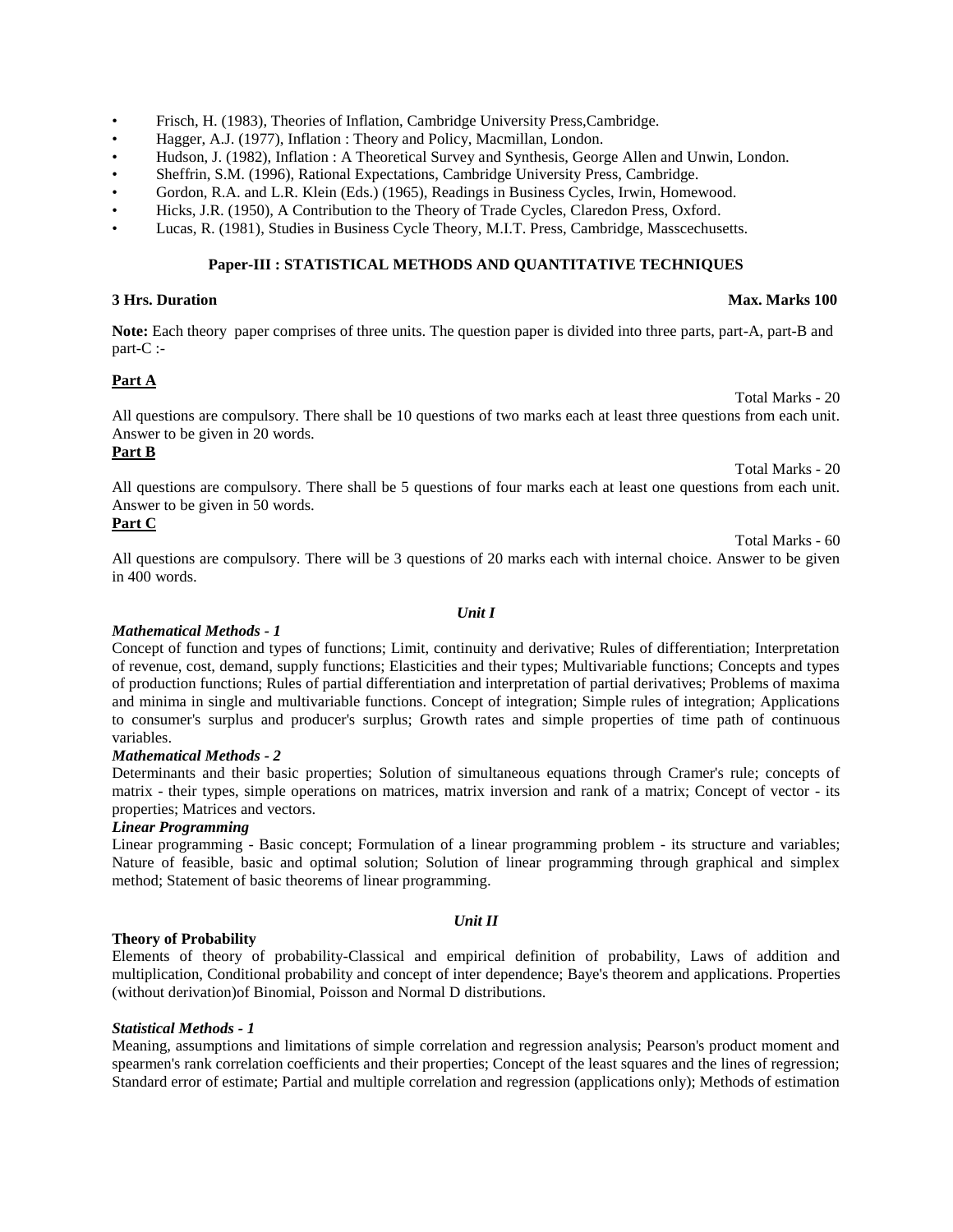- Frisch, H. (1983), Theories of Inflation, Cambridge University Press,Cambridge.
- Hagger, A.J. (1977), Inflation : Theory and Policy, Macmillan, London.
- Hudson, J. (1982), Inflation : A Theoretical Survey and Synthesis, George Allen and Unwin, London.
- Sheffrin, S.M. (1996), Rational Expectations, Cambridge University Press, Cambridge.
- Gordon, R.A. and L.R. Klein (Eds.) (1965), Readings in Business Cycles, Irwin, Homewood.
- Hicks, J.R. (1950), A Contribution to the Theory of Trade Cycles, Claredon Press, Oxford.
- Lucas, R. (1981), Studies in Business Cycle Theory, M.I.T. Press, Cambridge, Masscechusetts.

## Paper-III : STATISTICAL METHODS AND QUANTITATIVE TECHNIQUES

**3 Hrs. Duration** **Max. Marks 100**

**Note:** Each theory paper comprises of three units. The question paper is divided into three parts, part-A, part-B and part-C :-

**Part A**

Total Marks - 20

All questions are compulsory. There shall be 10 questions of two marks each at least three questions from each unit. Answer to be given in 20 words.

**Part B**

Total Marks - 20

All questions are compulsory. There shall be 5 questions of four marks each at least one questions from each unit. Answer to be given in 50 words.

**Part C**

Total Marks - 60

All questions are compulsory. There will be 3 questions of 20 marks each with internal choice. Answer to be given in 400 words.

### *Unit I*

***Mathematical Methods - 1***

Concept of function and types of functions; Limit, continuity and derivative; Rules of differentiation; Interpretation of revenue, cost, demand, supply functions; Elasticities and their types; Multivariable functions; Concepts and types of production functions; Rules of partial differentiation and interpretation of partial derivatives; Problems of maxima and minima in single and multivariable functions. Concept of integration; Simple rules of integration; Applications to consumer's surplus and producer's surplus; Growth rates and simple properties of time path of continuous variables.

***Mathematical Methods - 2***

Determinants and their basic properties; Solution of simultaneous equations through Cramer's rule; concepts of matrix - their types, simple operations on matrices, matrix inversion and rank of a matrix; Concept of vector - its properties; Matrices and vectors.

***Linear Programming***

Linear programming - Basic concept; Formulation of a linear programming problem - its structure and variables; Nature of feasible, basic and optimal solution; Solution of linear programming through graphical and simplex method; Statement of basic theorems of linear programming.

### *Unit II*

**Theory of Probability**

Elements of theory of probability-Classical and empirical definition of probability, Laws of addition and multiplication, Conditional probability and concept of inter dependence; Baye's theorem and applications. Properties (without derivation)of Binomial, Poisson and Normal D distributions.

***Statistical Methods - 1***

Meaning, assumptions and limitations of simple correlation and regression analysis; Pearson's product moment and spearmen's rank correlation coefficients and their properties; Concept of the least squares and the lines of regression; Standard error of estimate; Partial and multiple correlation and regression (applications only); Methods of estimation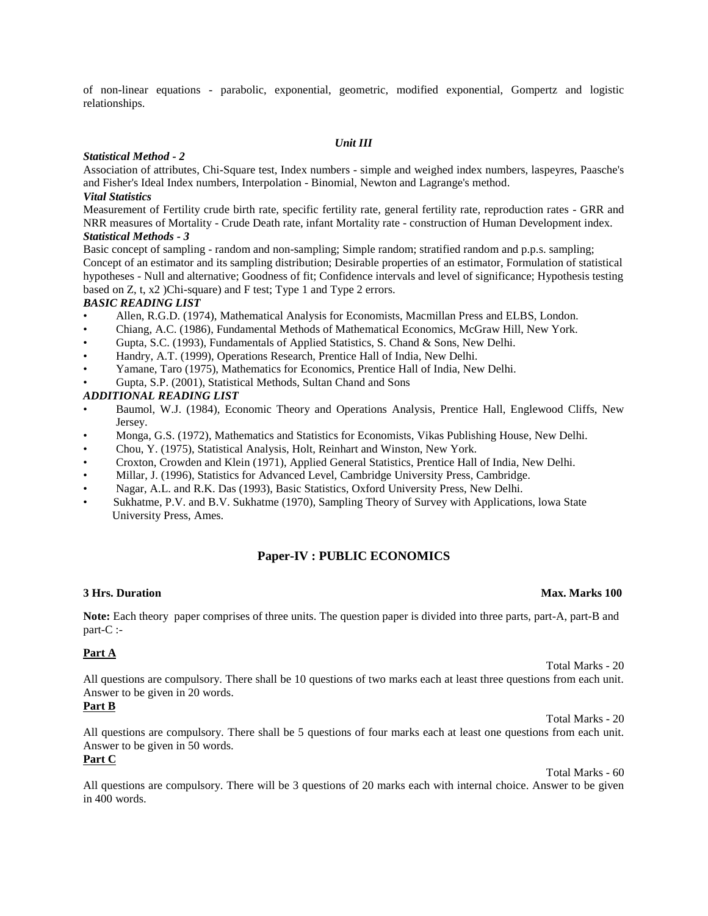of non-linear equations - parabolic, exponential, geometric, modified exponential, Gompertz and logistic relationships.

### *Unit III*

***Statistical Method - 2***

Association of attributes, Chi-Square test, Index numbers - simple and weighed index numbers, laspeyres, Paasche's and Fisher's Ideal Index numbers, Interpolation - Binomial, Newton and Lagrange's method.

***Vital Statistics***

Measurement of Fertility crude birth rate, specific fertility rate, general fertility rate, reproduction rates - GRR and NRR measures of Mortality - Crude Death rate, infant Mortality rate - construction of Human Development index.

***Statistical Methods - 3***

Basic concept of sampling - random and non-sampling; Simple random; stratified random and p.p.s. sampling; Concept of an estimator and its sampling distribution; Desirable properties of an estimator, Formulation of statistical hypotheses - Null and alternative; Goodness of fit; Confidence intervals and level of significance; Hypothesis testing based on Z, t, x2 )Chi-square) and F test; Type 1 and Type 2 errors.

***BASIC READING LIST***

- Allen, R.G.D. (1974), Mathematical Analysis for Economists, Macmillan Press and ELBS, London.
- Chiang, A.C. (1986), Fundamental Methods of Mathematical Economics, McGraw Hill, New York.
- Gupta, S.C. (1993), Fundamentals of Applied Statistics, S. Chand & Sons, New Delhi.
- Handry, A.T. (1999), Operations Research, Prentice Hall of India, New Delhi.
- Yamane, Taro (1975), Mathematics for Economics, Prentice Hall of India, New Delhi.
- Gupta, S.P. (2001), Statistical Methods, Sultan Chand and Sons

***ADDITIONAL READING LIST***

- Baumol, W.J. (1984), Economic Theory and Operations Analysis, Prentice Hall, Englewood Cliffs, New Jersey.
- Monga, G.S. (1972), Mathematics and Statistics for Economists, Vikas Publishing House, New Delhi.
- Chou, Y. (1975), Statistical Analysis, Holt, Reinhart and Winston, New York.
- Croxton, Crowden and Klein (1971), Applied General Statistics, Prentice Hall of India, New Delhi.
- Millar, J. (1996), Statistics for Advanced Level, Cambridge University Press, Cambridge.
- Nagar, A.L. and R.K. Das (1993), Basic Statistics, Oxford University Press, New Delhi.
- Sukhatme, P.V. and B.V. Sukhatme (1970), Sampling Theory of Survey with Applications, lowa State University Press, Ames.

## Paper-IV : PUBLIC ECONOMICS

**3 Hrs. Duration** **Max. Marks 100**

**Note:** Each theory paper comprises of three units. The question paper is divided into three parts, part-A, part-B and part-C :-

**Part A**

Total Marks - 20

All questions are compulsory. There shall be 10 questions of two marks each at least three questions from each unit. Answer to be given in 20 words.

**Part B**

Total Marks - 20

All questions are compulsory. There shall be 5 questions of four marks each at least one questions from each unit. Answer to be given in 50 words.

**Part C**

Total Marks - 60

All questions are compulsory. There will be 3 questions of 20 marks each with internal choice. Answer to be given in 400 words.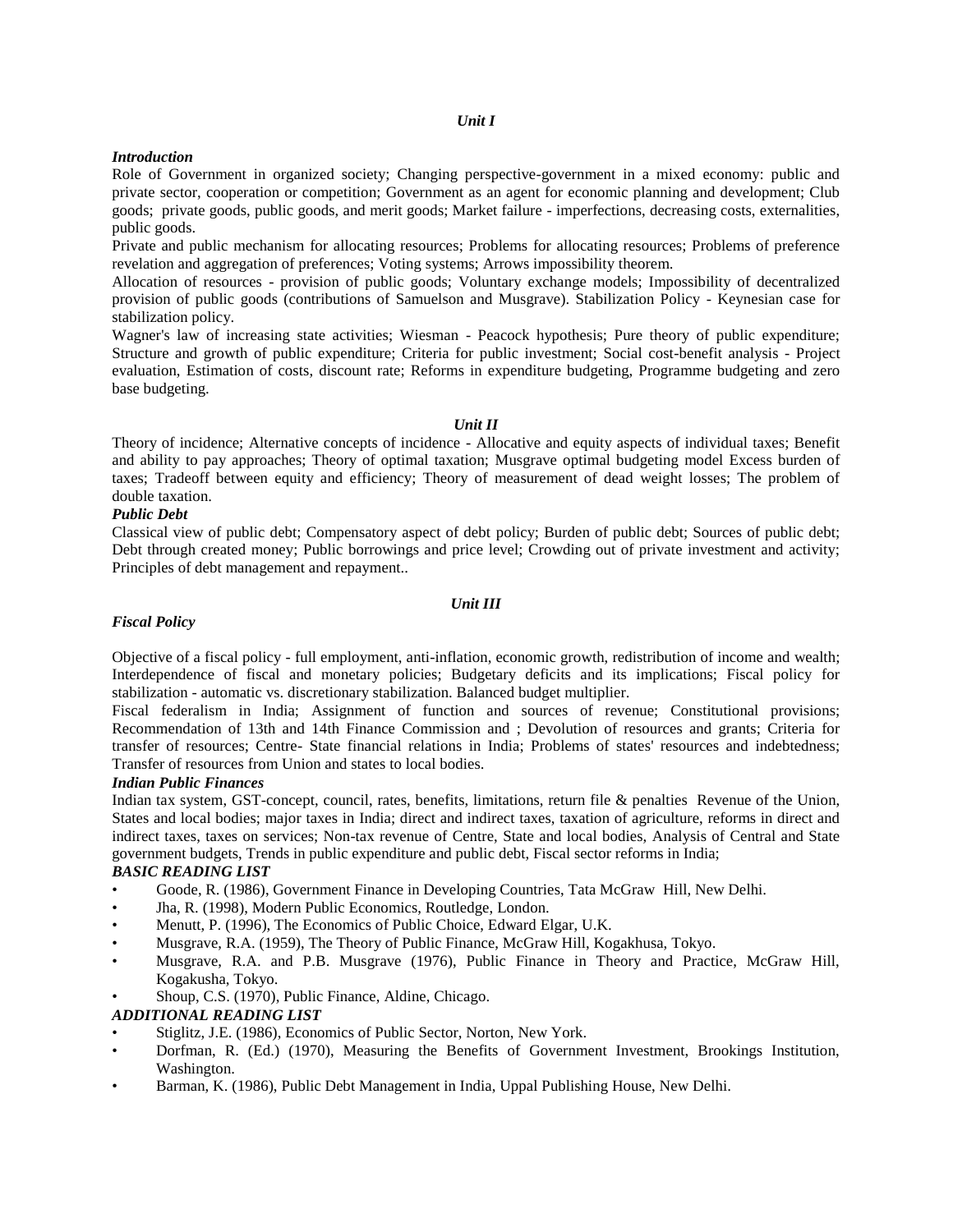### *Unit I*

***Introduction***

Role of Government in organized society; Changing perspective-government in a mixed economy: public and private sector, cooperation or competition; Government as an agent for economic planning and development; Club goods; private goods, public goods, and merit goods; Market failure - imperfections, decreasing costs, externalities, public goods.

Private and public mechanism for allocating resources; Problems for allocating resources; Problems of preference revelation and aggregation of preferences; Voting systems; Arrows impossibility theorem.

Allocation of resources - provision of public goods; Voluntary exchange models; Impossibility of decentralized provision of public goods (contributions of Samuelson and Musgrave). Stabilization Policy - Keynesian case for stabilization policy.

Wagner's law of increasing state activities; Wiesman - Peacock hypothesis; Pure theory of public expenditure; Structure and growth of public expenditure; Criteria for public investment; Social cost-benefit analysis - Project evaluation, Estimation of costs, discount rate; Reforms in expenditure budgeting, Programme budgeting and zero base budgeting.

### *Unit II*

Theory of incidence; Alternative concepts of incidence - Allocative and equity aspects of individual taxes; Benefit and ability to pay approaches; Theory of optimal taxation; Musgrave optimal budgeting model Excess burden of taxes; Tradeoff between equity and efficiency; Theory of measurement of dead weight losses; The problem of double taxation.

***Public Debt***

Classical view of public debt; Compensatory aspect of debt policy; Burden of public debt; Sources of public debt; Debt through created money; Public borrowings and price level; Crowding out of private investment and activity; Principles of debt management and repayment..

### *Unit III*

***Fiscal Policy***

Objective of a fiscal policy - full employment, anti-inflation, economic growth, redistribution of income and wealth; Interdependence of fiscal and monetary policies; Budgetary deficits and its implications; Fiscal policy for stabilization - automatic vs. discretionary stabilization. Balanced budget multiplier.

Fiscal federalism in India; Assignment of function and sources of revenue; Constitutional provisions; Recommendation of 13th and 14th Finance Commission and ; Devolution of resources and grants; Criteria for transfer of resources; Centre- State financial relations in India; Problems of states' resources and indebtedness; Transfer of resources from Union and states to local bodies.

***Indian Public Finances***

Indian tax system, GST-concept, council, rates, benefits, limitations, return file & penalties Revenue of the Union, States and local bodies; major taxes in India; direct and indirect taxes, taxation of agriculture, reforms in direct and indirect taxes, taxes on services; Non-tax revenue of Centre, State and local bodies, Analysis of Central and State government budgets, Trends in public expenditure and public debt, Fiscal sector reforms in India;

***BASIC READING LIST***

- Goode, R. (1986), Government Finance in Developing Countries, Tata McGraw Hill, New Delhi.
- Jha, R. (1998), Modern Public Economics, Routledge, London.
- Menutt, P. (1996), The Economics of Public Choice, Edward Elgar, U.K.
- Musgrave, R.A. (1959), The Theory of Public Finance, McGraw Hill, Kogakhusa, Tokyo.
- Musgrave, R.A. and P.B. Musgrave (1976), Public Finance in Theory and Practice, McGraw Hill, Kogakusha, Tokyo.
- Shoup, C.S. (1970), Public Finance, Aldine, Chicago.

***ADDITIONAL READING LIST***

- Stiglitz, J.E. (1986), Economics of Public Sector, Norton, New York.
- Dorfman, R. (Ed.) (1970), Measuring the Benefits of Government Investment, Brookings Institution, Washington.
- Barman, K. (1986), Public Debt Management in India, Uppal Publishing House, New Delhi.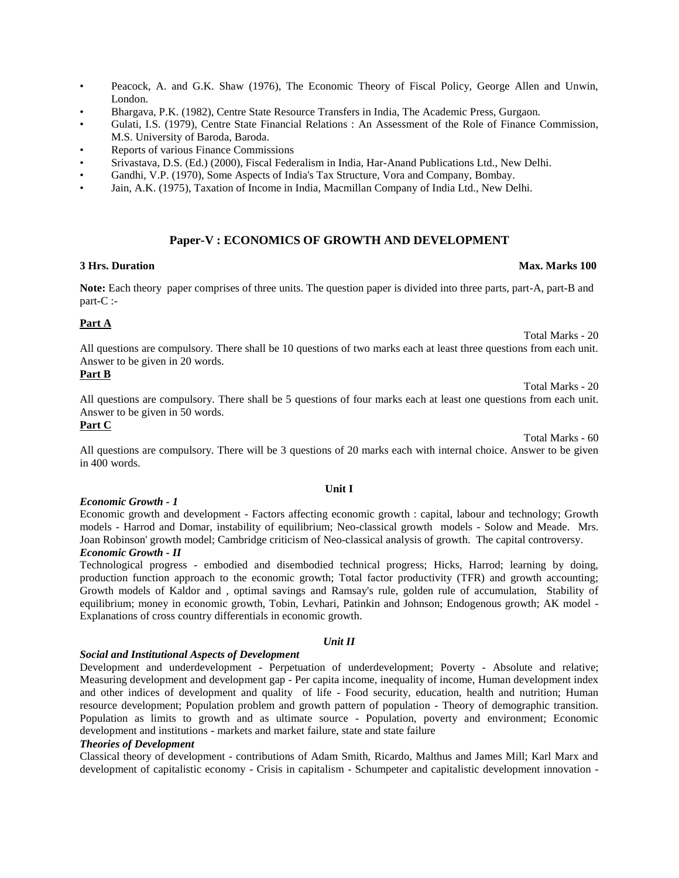- Peacock, A. and G.K. Shaw (1976), The Economic Theory of Fiscal Policy, George Allen and Unwin, London.
- Bhargava, P.K. (1982), Centre State Resource Transfers in India, The Academic Press, Gurgaon.
- Gulati, I.S. (1979), Centre State Financial Relations : An Assessment of the Role of Finance Commission, M.S. University of Baroda, Baroda.
- Reports of various Finance Commissions
- Srivastava, D.S. (Ed.) (2000), Fiscal Federalism in India, Har-Anand Publications Ltd., New Delhi.
- Gandhi, V.P. (1970), Some Aspects of India's Tax Structure, Vora and Company, Bombay.
- Jain, A.K. (1975), Taxation of Income in India, Macmillan Company of India Ltd., New Delhi.

## Paper-V : ECONOMICS OF GROWTH AND DEVELOPMENT

**3 Hrs. Duration** **Max. Marks 100**

**Note:** Each theory paper comprises of three units. The question paper is divided into three parts, part-A, part-B and part-C :-

**Part A**

Total Marks - 20

All questions are compulsory. There shall be 10 questions of two marks each at least three questions from each unit. Answer to be given in 20 words.

**Part B**

Total Marks - 20

All questions are compulsory. There shall be 5 questions of four marks each at least one questions from each unit. Answer to be given in 50 words.

**Part C**

Total Marks - 60

All questions are compulsory. There will be 3 questions of 20 marks each with internal choice. Answer to be given in 400 words.

### Unit I

***Economic Growth - 1***

Economic growth and development - Factors affecting economic growth : capital, labour and technology; Growth models - Harrod and Domar, instability of equilibrium; Neo-classical growth models - Solow and Meade. Mrs. Joan Robinson' growth model; Cambridge criticism of Neo-classical analysis of growth. The capital controversy.

***Economic Growth - II***

Technological progress - embodied and disembodied technical progress; Hicks, Harrod; learning by doing, production function approach to the economic growth; Total factor productivity (TFR) and growth accounting; Growth models of Kaldor and , optimal savings and Ramsay's rule, golden rule of accumulation, Stability of equilibrium; money in economic growth, Tobin, Levhari, Patinkin and Johnson; Endogenous growth; AK model - Explanations of cross country differentials in economic growth.

### *Unit II*

***Social and Institutional Aspects of Development***

Development and underdevelopment - Perpetuation of underdevelopment; Poverty - Absolute and relative; Measuring development and development gap - Per capita income, inequality of income, Human development index and other indices of development and quality of life - Food security, education, health and nutrition; Human resource development; Population problem and growth pattern of population - Theory of demographic transition. Population as limits to growth and as ultimate source - Population, poverty and environment; Economic development and institutions - markets and market failure, state and state failure

***Theories of Development***

Classical theory of development - contributions of Adam Smith, Ricardo, Malthus and James Mill; Karl Marx and development of capitalistic economy - Crisis in capitalism - Schumpeter and capitalistic development innovation -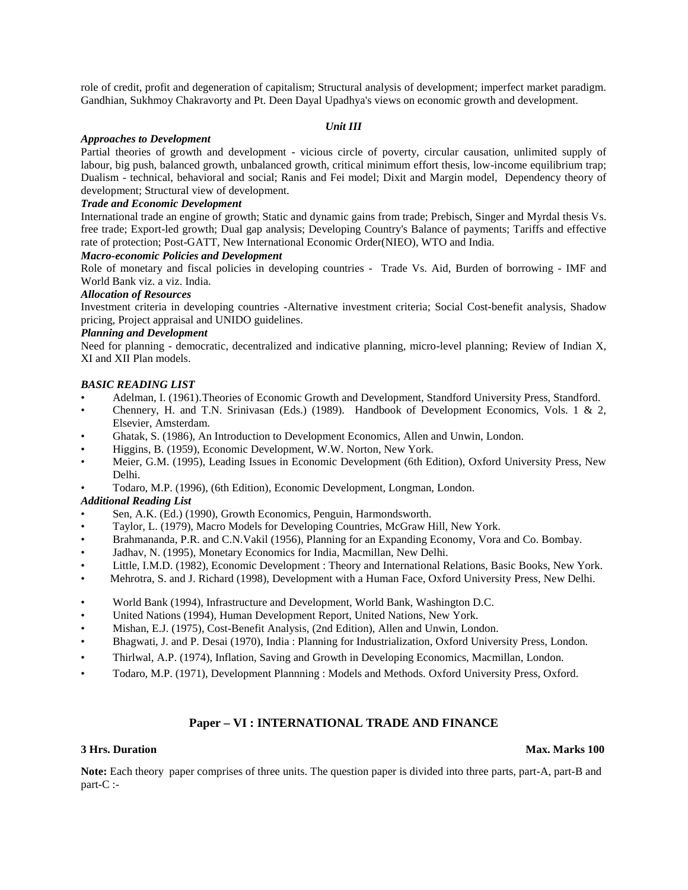role of credit, profit and degeneration of capitalism; Structural analysis of development; imperfect market paradigm. Gandhian, Sukhmoy Chakravorty and Pt. Deen Dayal Upadhya's views on economic growth and development.

### *Unit III*

***Approaches to Development***

Partial theories of growth and development - vicious circle of poverty, circular causation, unlimited supply of labour, big push, balanced growth, unbalanced growth, critical minimum effort thesis, low-income equilibrium trap; Dualism - technical, behavioral and social; Ranis and Fei model; Dixit and Margin model, Dependency theory of development; Structural view of development.

***Trade and Economic Development***

International trade an engine of growth; Static and dynamic gains from trade; Prebisch, Singer and Myrdal thesis Vs. free trade; Export-led growth; Dual gap analysis; Developing Country's Balance of payments; Tariffs and effective rate of protection; Post-GATT, New International Economic Order(NIEO), WTO and India.

***Macro-economic Policies and Development***

Role of monetary and fiscal policies in developing countries - Trade Vs. Aid, Burden of borrowing - IMF and World Bank viz. a viz. India.

***Allocation of Resources***

Investment criteria in developing countries -Alternative investment criteria; Social Cost-benefit analysis, Shadow pricing, Project appraisal and UNIDO guidelines.

***Planning and Development***

Need for planning - democratic, decentralized and indicative planning, micro-level planning; Review of Indian X, XI and XII Plan models.

***BASIC READING LIST***

- Adelman, I. (1961).Theories of Economic Growth and Development, Standford University Press, Standford.
- Chennery, H. and T.N. Srinivasan (Eds.) (1989). Handbook of Development Economics, Vols. 1 & 2, Elsevier, Amsterdam.
- Ghatak, S. (1986), An Introduction to Development Economics, Allen and Unwin, London.
- Higgins, B. (1959), Economic Development, W.W. Norton, New York.
- Meier, G.M. (1995), Leading Issues in Economic Development (6th Edition), Oxford University Press, New Delhi.
- Todaro, M.P. (1996), (6th Edition), Economic Development, Longman, London.

***Additional Reading List***

- Sen, A.K. (Ed.) (1990), Growth Economics, Penguin, Harmondsworth.
- Taylor, L. (1979), Macro Models for Developing Countries, McGraw Hill, New York.
- Brahmananda, P.R. and C.N.Vakil (1956), Planning for an Expanding Economy, Vora and Co. Bombay.
- Jadhav, N. (1995), Monetary Economics for India, Macmillan, New Delhi.
- Little, I.M.D. (1982), Economic Development : Theory and International Relations, Basic Books, New York.
- Mehrotra, S. and J. Richard (1998), Development with a Human Face, Oxford University Press, New Delhi.
- World Bank (1994), Infrastructure and Development, World Bank, Washington D.C.
- United Nations (1994), Human Development Report, United Nations, New York.
- Mishan, E.J. (1975), Cost-Benefit Analysis, (2nd Edition), Allen and Unwin, London.
- Bhagwati, J. and P. Desai (1970), India : Planning for Industrialization, Oxford University Press, London.
- Thirlwal, A.P. (1974), Inflation, Saving and Growth in Developing Economics, Macmillan, London.
- Todaro, M.P. (1971), Development Plannning : Models and Methods. Oxford University Press, Oxford.

## Paper – VI : INTERNATIONAL TRADE AND FINANCE

**3 Hrs. Duration** **Max. Marks 100**

**Note:** Each theory paper comprises of three units. The question paper is divided into three parts, part-A, part-B and part-C :-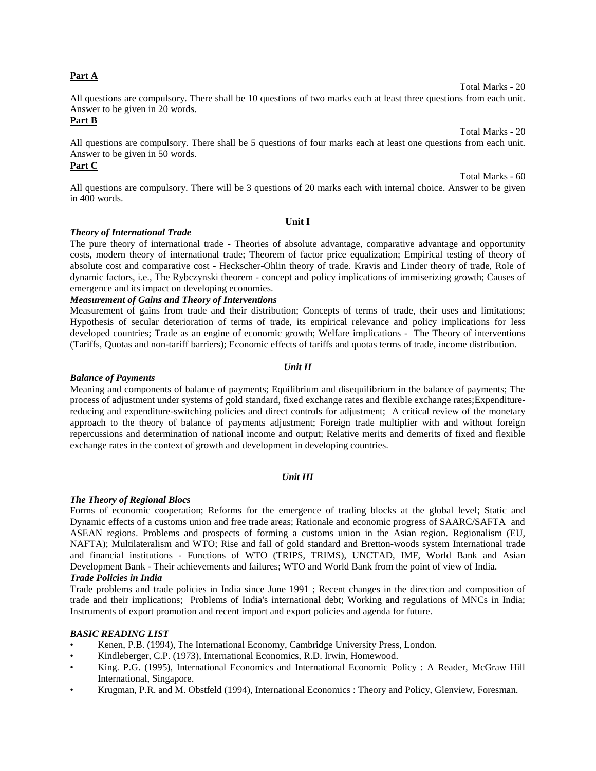**Part A**

Total Marks - 20

All questions are compulsory. There shall be 10 questions of two marks each at least three questions from each unit. Answer to be given in 20 words.

**Part B**

Total Marks - 20

All questions are compulsory. There shall be 5 questions of four marks each at least one questions from each unit. Answer to be given in 50 words.

**Part C**

Total Marks - 60

All questions are compulsory. There will be 3 questions of 20 marks each with internal choice. Answer to be given in 400 words.

## Unit I

***Theory of International Trade***

The pure theory of international trade - Theories of absolute advantage, comparative advantage and opportunity costs, modern theory of international trade; Theorem of factor price equalization; Empirical testing of theory of absolute cost and comparative cost - Heckscher-Ohlin theory of trade. Kravis and Linder theory of trade, Role of dynamic factors, i.e., The Rybczynski theorem - concept and policy implications of immiserizing growth; Causes of emergence and its impact on developing economies.

***Measurement of Gains and Theory of Interventions***

Measurement of gains from trade and their distribution; Concepts of terms of trade, their uses and limitations; Hypothesis of secular deterioration of terms of trade, its empirical relevance and policy implications for less developed countries; Trade as an engine of economic growth; Welfare implications - The Theory of interventions (Tariffs, Quotas and non-tariff barriers); Economic effects of tariffs and quotas terms of trade, income distribution.

## *Unit II*

***Balance of Payments***

Meaning and components of balance of payments; Equilibrium and disequilibrium in the balance of payments; The process of adjustment under systems of gold standard, fixed exchange rates and flexible exchange rates;Expenditure-reducing and expenditure-switching policies and direct controls for adjustment; A critical review of the monetary approach to the theory of balance of payments adjustment; Foreign trade multiplier with and without foreign repercussions and determination of national income and output; Relative merits and demerits of fixed and flexible exchange rates in the context of growth and development in developing countries.

## *Unit III*

***The Theory of Regional Blocs***

Forms of economic cooperation; Reforms for the emergence of trading blocks at the global level; Static and Dynamic effects of a customs union and free trade areas; Rationale and economic progress of SAARC/SAFTA and ASEAN regions. Problems and prospects of forming a customs union in the Asian region. Regionalism (EU, NAFTA); Multilateralism and WTO; Rise and fall of gold standard and Bretton-woods system International trade and financial institutions - Functions of WTO (TRIPS, TRIMS), UNCTAD, IMF, World Bank and Asian Development Bank - Their achievements and failures; WTO and World Bank from the point of view of India.

***Trade Policies in India***

Trade problems and trade policies in India since June 1991 ; Recent changes in the direction and composition of trade and their implications; Problems of India's international debt; Working and regulations of MNCs in India; Instruments of export promotion and recent import and export policies and agenda for future.

***BASIC READING LIST***

- Kenen, P.B. (1994), The International Economy, Cambridge University Press, London.
- Kindleberger, C.P. (1973), International Economics, R.D. Irwin, Homewood.
- King. P.G. (1995), International Economics and International Economic Policy : A Reader, McGraw Hill International, Singapore.
- Krugman, P.R. and M. Obstfeld (1994), International Economics : Theory and Policy, Glenview, Foresman.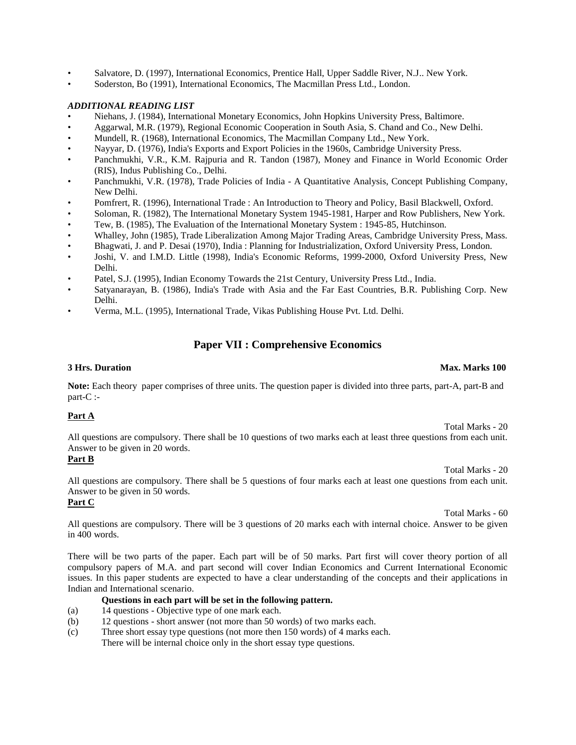- Salvatore, D. (1997), International Economics, Prentice Hall, Upper Saddle River, N.J.. New York.
- Soderston, Bo (1991), International Economics, The Macmillan Press Ltd., London.

***ADDITIONAL READING LIST***

- Niehans, J. (1984), International Monetary Economics, John Hopkins University Press, Baltimore.
- Aggarwal, M.R. (1979), Regional Economic Cooperation in South Asia, S. Chand and Co., New Delhi.
- Mundell, R. (1968), International Economics, The Macmillan Company Ltd., New York.
- Nayyar, D. (1976), India's Exports and Export Policies in the 1960s, Cambridge University Press.
- Panchmukhi, V.R., K.M. Rajpuria and R. Tandon (1987), Money and Finance in World Economic Order (RIS), Indus Publishing Co., Delhi.
- Panchmukhi, V.R. (1978), Trade Policies of India - A Quantitative Analysis, Concept Publishing Company, New Delhi.
- Pomfrert, R. (1996), International Trade : An Introduction to Theory and Policy, Basil Blackwell, Oxford.
- Soloman, R. (1982), The International Monetary System 1945-1981, Harper and Row Publishers, New York.
- Tew, B. (1985), The Evaluation of the International Monetary System : 1945-85, Hutchinson.
- Whalley, John (1985), Trade Liberalization Among Major Trading Areas, Cambridge University Press, Mass.
- Bhagwati, J. and P. Desai (1970), India : Planning for Industrialization, Oxford University Press, London.
- Joshi, V. and I.M.D. Little (1998), India's Economic Reforms, 1999-2000, Oxford University Press, New Delhi.
- Patel, S.J. (1995), Indian Economy Towards the 21st Century, University Press Ltd., India.
- Satyanarayan, B. (1986), India's Trade with Asia and the Far East Countries, B.R. Publishing Corp. New Delhi.
- Verma, M.L. (1995), International Trade, Vikas Publishing House Pvt. Ltd. Delhi.

## Paper VII : Comprehensive Economics

**3 Hrs. Duration** **Max. Marks 100**

**Note:** Each theory paper comprises of three units. The question paper is divided into three parts, part-A, part-B and part-C :-

**Part A**

Total Marks - 20

All questions are compulsory. There shall be 10 questions of two marks each at least three questions from each unit. Answer to be given in 20 words.

**Part B**

Total Marks - 20

All questions are compulsory. There shall be 5 questions of four marks each at least one questions from each unit. Answer to be given in 50 words.

**Part C**

Total Marks - 60

All questions are compulsory. There will be 3 questions of 20 marks each with internal choice. Answer to be given in 400 words.

There will be two parts of the paper. Each part will be of 50 marks. Part first will cover theory portion of all compulsory papers of M.A. and part second will cover Indian Economics and Current International Economic issues. In this paper students are expected to have a clear understanding of the concepts and their applications in Indian and International scenario.

**Questions in each part will be set in the following pattern.**

(a) 14 questions - Objective type of one mark each.

(b) 12 questions - short answer (not more than 50 words) of two marks each.

(c) Three short essay type questions (not more then 150 words) of 4 marks each.
There will be internal choice only in the short essay type questions.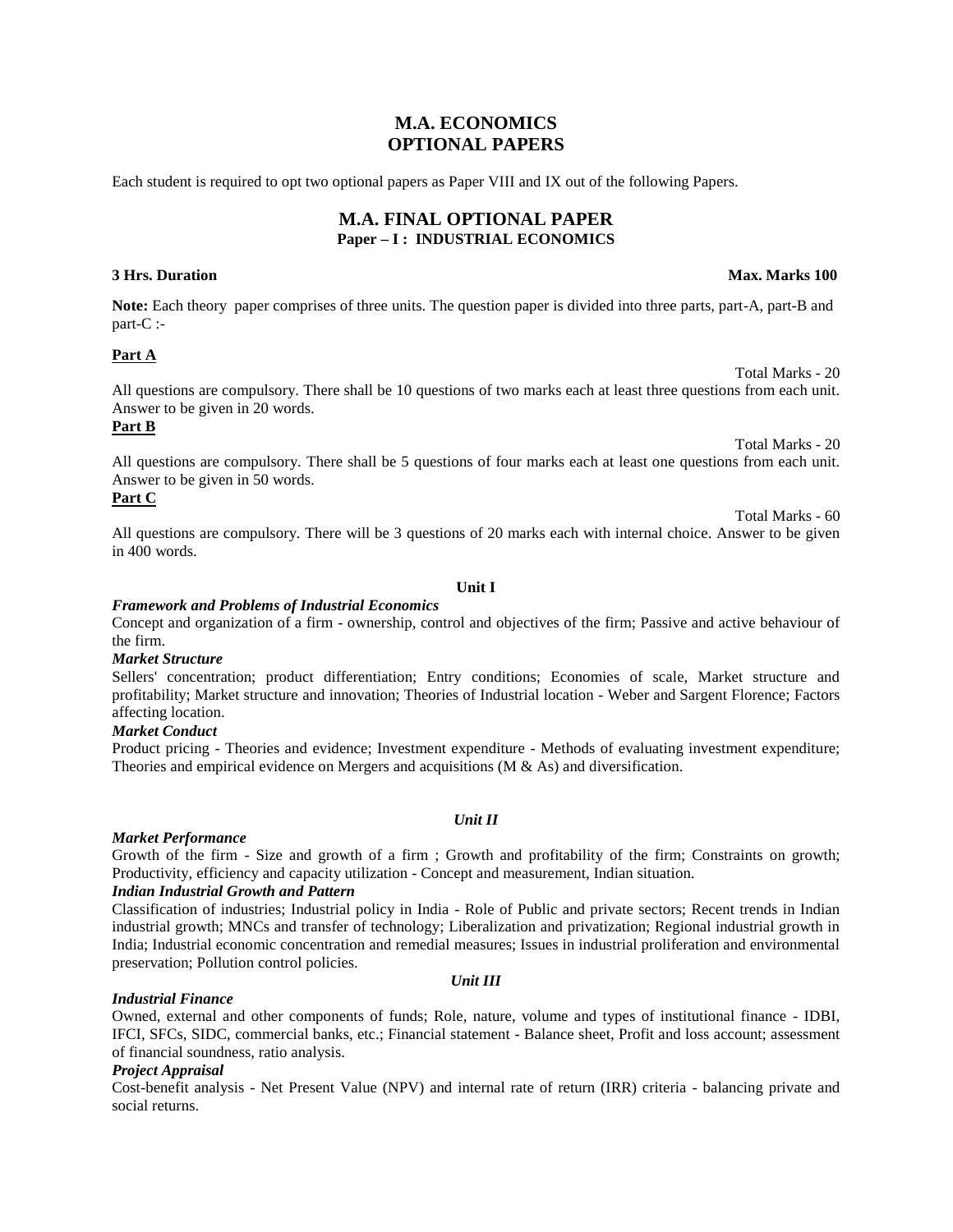# M.A. ECONOMICS
# OPTIONAL PAPERS

Each student is required to opt two optional papers as Paper VIII and IX out of the following Papers.

## M.A. FINAL OPTIONAL PAPER
### Paper – I : INDUSTRIAL ECONOMICS

**3 Hrs. Duration** **Max. Marks 100**

**Note:** Each theory paper comprises of three units. The question paper is divided into three parts, part-A, part-B and part-C :-

**Part A**

Total Marks - 20

All questions are compulsory. There shall be 10 questions of two marks each at least three questions from each unit. Answer to be given in 20 words.

**Part B**

Total Marks - 20

All questions are compulsory. There shall be 5 questions of four marks each at least one questions from each unit. Answer to be given in 50 words.

**Part C**

Total Marks - 60

All questions are compulsory. There will be 3 questions of 20 marks each with internal choice. Answer to be given in 400 words.

**Unit I**

***Framework and Problems of Industrial Economics***

Concept and organization of a firm - ownership, control and objectives of the firm; Passive and active behaviour of the firm.

***Market Structure***

Sellers' concentration; product differentiation; Entry conditions; Economies of scale, Market structure and profitability; Market structure and innovation; Theories of Industrial location - Weber and Sargent Florence; Factors affecting location.

***Market Conduct***

Product pricing - Theories and evidence; Investment expenditure - Methods of evaluating investment expenditure; Theories and empirical evidence on Mergers and acquisitions (M & As) and diversification.

***Unit II***

***Market Performance***

Growth of the firm - Size and growth of a firm ; Growth and profitability of the firm; Constraints on growth; Productivity, efficiency and capacity utilization - Concept and measurement, Indian situation.

***Indian Industrial Growth and Pattern***

Classification of industries; Industrial policy in India - Role of Public and private sectors; Recent trends in Indian industrial growth; MNCs and transfer of technology; Liberalization and privatization; Regional industrial growth in India; Industrial economic concentration and remedial measures; Issues in industrial proliferation and environmental preservation; Pollution control policies.

***Unit III***

***Industrial Finance***

Owned, external and other components of funds; Role, nature, volume and types of institutional finance - IDBI, IFCI, SFCs, SIDC, commercial banks, etc.; Financial statement - Balance sheet, Profit and loss account; assessment of financial soundness, ratio analysis.

***Project Appraisal***

Cost-benefit analysis - Net Present Value (NPV) and internal rate of return (IRR) criteria - balancing private and social returns.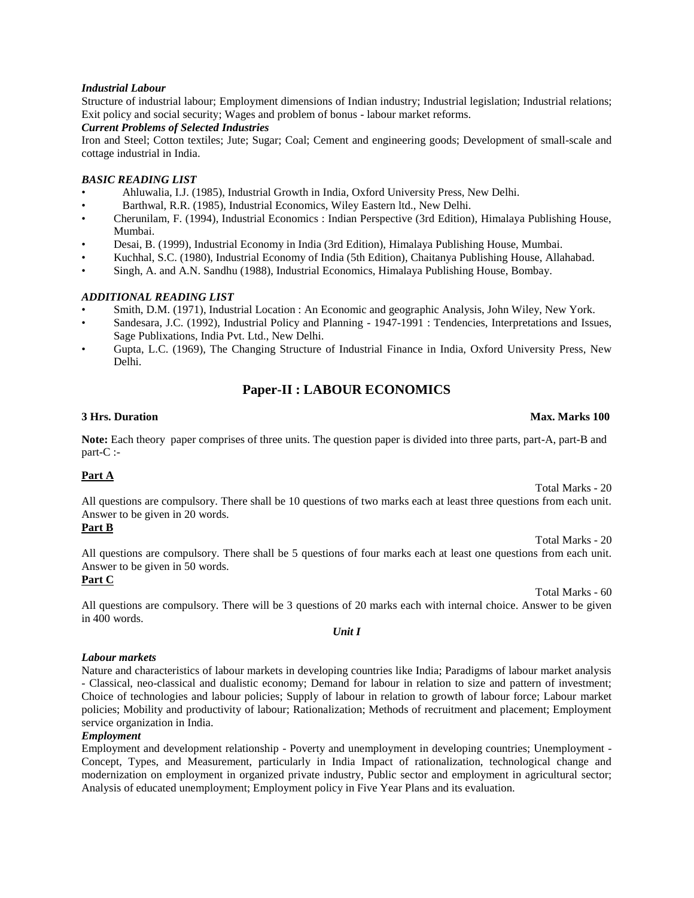***Industrial Labour***

Structure of industrial labour; Employment dimensions of Indian industry; Industrial legislation; Industrial relations; Exit policy and social security; Wages and problem of bonus - labour market reforms.

***Current Problems of Selected Industries***

Iron and Steel; Cotton textiles; Jute; Sugar; Coal; Cement and engineering goods; Development of small-scale and cottage industrial in India.

***BASIC READING LIST***

- Ahluwalia, I.J. (1985), Industrial Growth in India, Oxford University Press, New Delhi.
- Barthwal, R.R. (1985), Industrial Economics, Wiley Eastern ltd., New Delhi.
- Cherunilam, F. (1994), Industrial Economics : Indian Perspective (3rd Edition), Himalaya Publishing House, Mumbai.
- Desai, B. (1999), Industrial Economy in India (3rd Edition), Himalaya Publishing House, Mumbai.
- Kuchhal, S.C. (1980), Industrial Economy of India (5th Edition), Chaitanya Publishing House, Allahabad.
- Singh, A. and A.N. Sandhu (1988), Industrial Economics, Himalaya Publishing House, Bombay.

***ADDITIONAL READING LIST***

- Smith, D.M. (1971), Industrial Location : An Economic and geographic Analysis, John Wiley, New York.
- Sandesara, J.C. (1992), Industrial Policy and Planning - 1947-1991 : Tendencies, Interpretations and Issues, Sage Publixations, India Pvt. Ltd., New Delhi.
- Gupta, L.C. (1969), The Changing Structure of Industrial Finance in India, Oxford University Press, New Delhi.

## Paper-II : LABOUR ECONOMICS

**3 Hrs. Duration** **Max. Marks 100**

**Note:** Each theory paper comprises of three units. The question paper is divided into three parts, part-A, part-B and part-C :-

**Part A**

Total Marks - 20

All questions are compulsory. There shall be 10 questions of two marks each at least three questions from each unit. Answer to be given in 20 words.

**Part B**

Total Marks - 20

All questions are compulsory. There shall be 5 questions of four marks each at least one questions from each unit. Answer to be given in 50 words.

**Part C**

Total Marks - 60

All questions are compulsory. There will be 3 questions of 20 marks each with internal choice. Answer to be given in 400 words.

***Unit I***

***Labour markets***

Nature and characteristics of labour markets in developing countries like India; Paradigms of labour market analysis - Classical, neo-classical and dualistic economy; Demand for labour in relation to size and pattern of investment; Choice of technologies and labour policies; Supply of labour in relation to growth of labour force; Labour market policies; Mobility and productivity of labour; Rationalization; Methods of recruitment and placement; Employment service organization in India.

***Employment***

Employment and development relationship - Poverty and unemployment in developing countries; Unemployment - Concept, Types, and Measurement, particularly in India Impact of rationalization, technological change and modernization on employment in organized private industry, Public sector and employment in agricultural sector; Analysis of educated unemployment; Employment policy in Five Year Plans and its evaluation.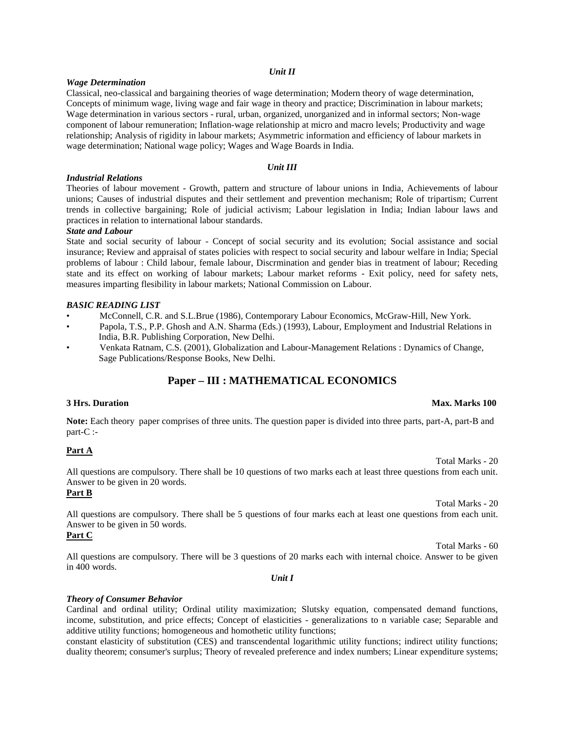*Unit II*

***Wage Determination***

Classical, neo-classical and bargaining theories of wage determination; Modern theory of wage determination, Concepts of minimum wage, living wage and fair wage in theory and practice; Discrimination in labour markets; Wage determination in various sectors - rural, urban, organized, unorganized and in informal sectors; Non-wage component of labour remuneration; Inflation-wage relationship at micro and macro levels; Productivity and wage relationship; Analysis of rigidity in labour markets; Asymmetric information and efficiency of labour markets in wage determination; National wage policy; Wages and Wage Boards in India.

*Unit III*

***Industrial Relations***

Theories of labour movement - Growth, pattern and structure of labour unions in India, Achievements of labour unions; Causes of industrial disputes and their settlement and prevention mechanism; Role of tripartism; Current trends in collective bargaining; Role of judicial activism; Labour legislation in India; Indian labour laws and practices in relation to international labour standards.

***State and Labour***

State and social security of labour - Concept of social security and its evolution; Social assistance and social insurance; Review and appraisal of states policies with respect to social security and labour welfare in India; Special problems of labour : Child labour, female labour, Discrmination and gender bias in treatment of labour; Receding state and its effect on working of labour markets; Labour market reforms - Exit policy, need for safety nets, measures imparting flesibility in labour markets; National Commission on Labour.

***BASIC READING LIST***

- McConnell, C.R. and S.L.Brue (1986), Contemporary Labour Economics, McGraw-Hill, New York.
- Papola, T.S., P.P. Ghosh and A.N. Sharma (Eds.) (1993), Labour, Employment and Industrial Relations in India, B.R. Publishing Corporation, New Delhi.
- Venkata Ratnam, C.S. (2001), Globalization and Labour-Management Relations : Dynamics of Change, Sage Publications/Response Books, New Delhi.

## Paper – III : MATHEMATICAL ECONOMICS

**3 Hrs. Duration** **Max. Marks 100**

**Note:** Each theory paper comprises of three units. The question paper is divided into three parts, part-A, part-B and part-C :-

**Part A**

Total Marks - 20

All questions are compulsory. There shall be 10 questions of two marks each at least three questions from each unit. Answer to be given in 20 words.

**Part B**

Total Marks - 20

All questions are compulsory. There shall be 5 questions of four marks each at least one questions from each unit. Answer to be given in 50 words.

**Part C**

Total Marks - 60

All questions are compulsory. There will be 3 questions of 20 marks each with internal choice. Answer to be given in 400 words.

*Unit I*

***Theory of Consumer Behavior***

Cardinal and ordinal utility; Ordinal utility maximization; Slutsky equation, compensated demand functions, income, substitution, and price effects; Concept of elasticities - generalizations to n variable case; Separable and additive utility functions; homogeneous and homothetic utility functions;

constant elasticity of substitution (CES) and transcendental logarithmic utility functions; indirect utility functions; duality theorem; consumer's surplus; Theory of revealed preference and index numbers; Linear expenditure systems;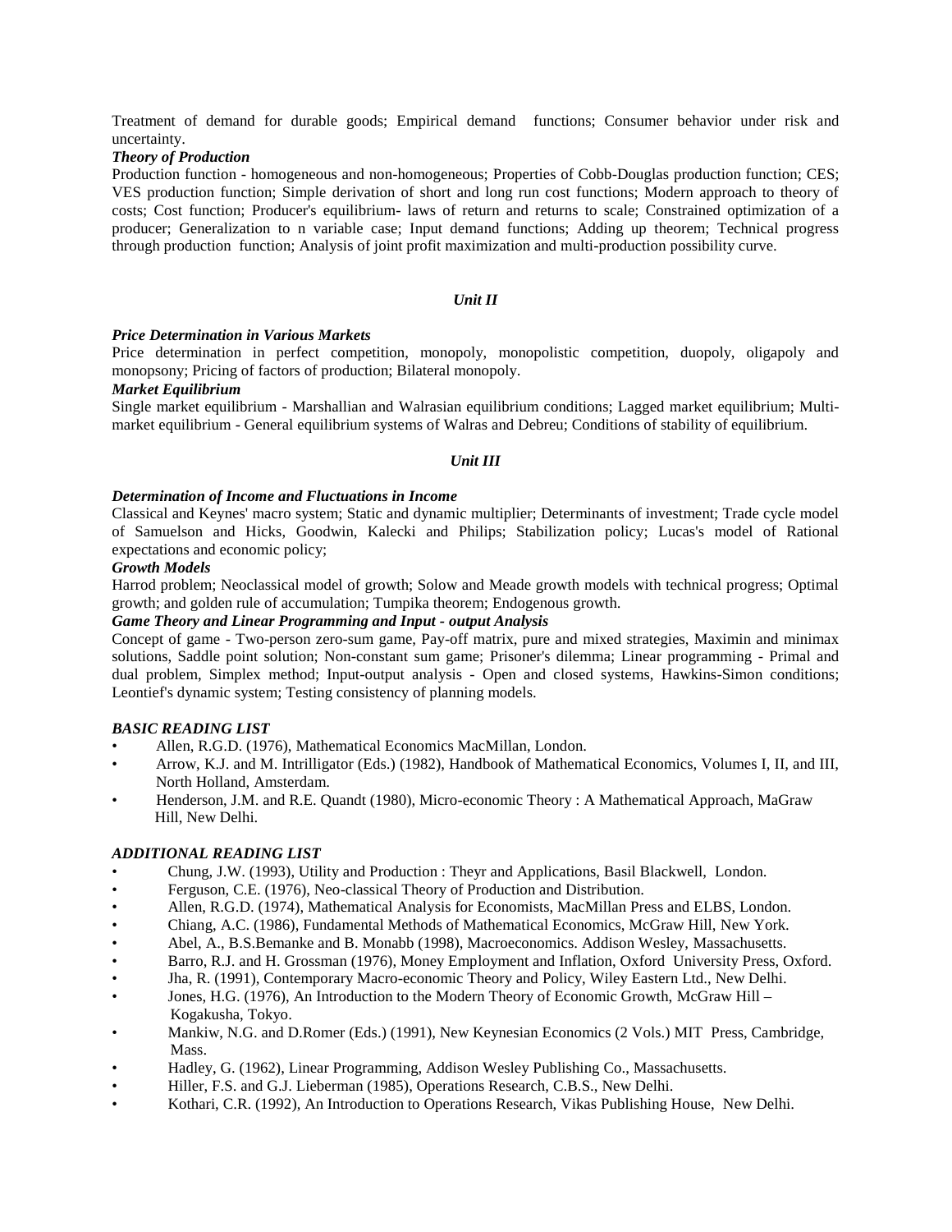Treatment of demand for durable goods; Empirical demand functions; Consumer behavior under risk and uncertainty.

***Theory of Production***

Production function - homogeneous and non-homogeneous; Properties of Cobb-Douglas production function; CES; VES production function; Simple derivation of short and long run cost functions; Modern approach to theory of costs; Cost function; Producer's equilibrium- laws of return and returns to scale; Constrained optimization of a producer; Generalization to n variable case; Input demand functions; Adding up theorem; Technical progress through production function; Analysis of joint profit maximization and multi-production possibility curve.

## *Unit II*

***Price Determination in Various Markets***

Price determination in perfect competition, monopoly, monopolistic competition, duopoly, oligapoly and monopsony; Pricing of factors of production; Bilateral monopoly.

***Market Equilibrium***

Single market equilibrium - Marshallian and Walrasian equilibrium conditions; Lagged market equilibrium; Multi-market equilibrium - General equilibrium systems of Walras and Debreu; Conditions of stability of equilibrium.

## *Unit III*

***Determination of Income and Fluctuations in Income***

Classical and Keynes' macro system; Static and dynamic multiplier; Determinants of investment; Trade cycle model of Samuelson and Hicks, Goodwin, Kalecki and Philips; Stabilization policy; Lucas's model of Rational expectations and economic policy;

***Growth Models***

Harrod problem; Neoclassical model of growth; Solow and Meade growth models with technical progress; Optimal growth; and golden rule of accumulation; Tumpika theorem; Endogenous growth.

***Game Theory and Linear Programming and Input - output Analysis***

Concept of game - Two-person zero-sum game, Pay-off matrix, pure and mixed strategies, Maximin and minimax solutions, Saddle point solution; Non-constant sum game; Prisoner's dilemma; Linear programming - Primal and dual problem, Simplex method; Input-output analysis - Open and closed systems, Hawkins-Simon conditions; Leontief's dynamic system; Testing consistency of planning models.

***BASIC READING LIST***

- Allen, R.G.D. (1976), Mathematical Economics MacMillan, London.
- Arrow, K.J. and M. Intrilligator (Eds.) (1982), Handbook of Mathematical Economics, Volumes I, II, and III, North Holland, Amsterdam.
- Henderson, J.M. and R.E. Quandt (1980), Micro-economic Theory : A Mathematical Approach, MaGraw Hill, New Delhi.

***ADDITIONAL READING LIST***

- Chung, J.W. (1993), Utility and Production : Theyr and Applications, Basil Blackwell, London.
- Ferguson, C.E. (1976), Neo-classical Theory of Production and Distribution.
- Allen, R.G.D. (1974), Mathematical Analysis for Economists, MacMillan Press and ELBS, London.
- Chiang, A.C. (1986), Fundamental Methods of Mathematical Economics, McGraw Hill, New York.
- Abel, A., B.S.Bemanke and B. Monabb (1998), Macroeconomics. Addison Wesley, Massachusetts.
- Barro, R.J. and H. Grossman (1976), Money Employment and Inflation, Oxford University Press, Oxford.
- Jha, R. (1991), Contemporary Macro-economic Theory and Policy, Wiley Eastern Ltd., New Delhi.
- Jones, H.G. (1976), An Introduction to the Modern Theory of Economic Growth, McGraw Hill – Kogakusha, Tokyo.
- Mankiw, N.G. and D.Romer (Eds.) (1991), New Keynesian Economics (2 Vols.) MIT Press, Cambridge, Mass.
- Hadley, G. (1962), Linear Programming, Addison Wesley Publishing Co., Massachusetts.
- Hiller, F.S. and G.J. Lieberman (1985), Operations Research, C.B.S., New Delhi.
- Kothari, C.R. (1992), An Introduction to Operations Research, Vikas Publishing House, New Delhi.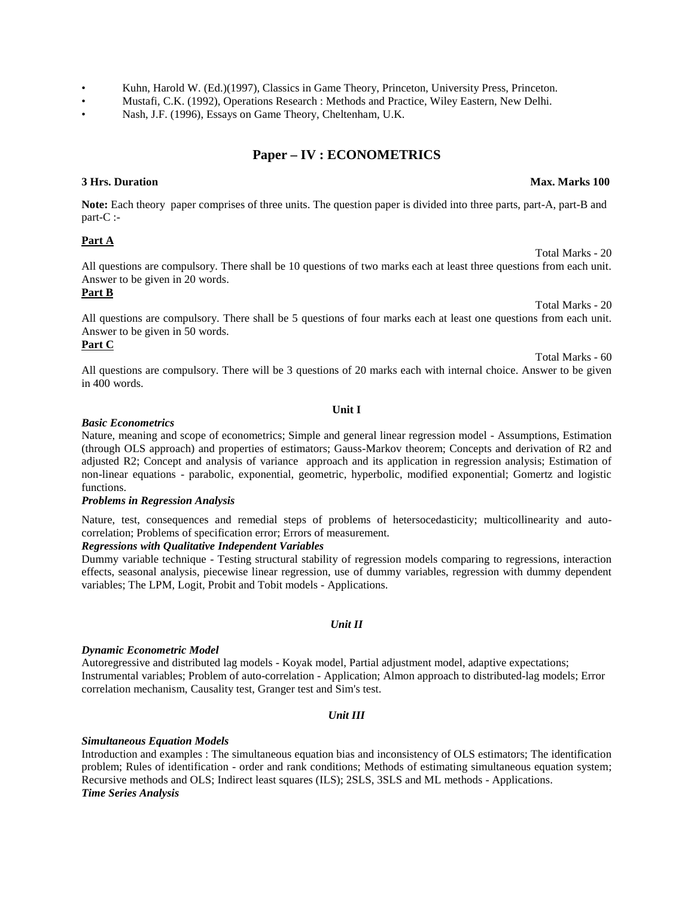- Kuhn, Harold W. (Ed.)(1997), Classics in Game Theory, Princeton, University Press, Princeton.
- Mustafi, C.K. (1992), Operations Research : Methods and Practice, Wiley Eastern, New Delhi.
- Nash, J.F. (1996), Essays on Game Theory, Cheltenham, U.K.

## Paper – IV : ECONOMETRICS

**3 Hrs. Duration** **Max. Marks 100**

**Note:** Each theory paper comprises of three units. The question paper is divided into three parts, part-A, part-B and part-C :-

**Part A**

Total Marks - 20

All questions are compulsory. There shall be 10 questions of two marks each at least three questions from each unit. Answer to be given in 20 words.

**Part B**

Total Marks - 20

All questions are compulsory. There shall be 5 questions of four marks each at least one questions from each unit. Answer to be given in 50 words.

**Part C**

Total Marks - 60

All questions are compulsory. There will be 3 questions of 20 marks each with internal choice. Answer to be given in 400 words.

### Unit I

***Basic Econometrics***

Nature, meaning and scope of econometrics; Simple and general linear regression model - Assumptions, Estimation (through OLS approach) and properties of estimators; Gauss-Markov theorem; Concepts and derivation of R2 and adjusted R2; Concept and analysis of variance approach and its application in regression analysis; Estimation of non-linear equations - parabolic, exponential, geometric, hyperbolic, modified exponential; Gomertz and logistic functions.

***Problems in Regression Analysis***

Nature, test, consequences and remedial steps of problems of hetersocedasticity; multicollinearity and auto-correlation; Problems of specification error; Errors of measurement.

***Regressions with Qualitative Independent Variables***

Dummy variable technique - Testing structural stability of regression models comparing to regressions, interaction effects, seasonal analysis, piecewise linear regression, use of dummy variables, regression with dummy dependent variables; The LPM, Logit, Probit and Tobit models - Applications.

### *Unit II*

***Dynamic Econometric Model***

Autoregressive and distributed lag models - Koyak model, Partial adjustment model, adaptive expectations; Instrumental variables; Problem of auto-correlation - Application; Almon approach to distributed-lag models; Error correlation mechanism, Causality test, Granger test and Sim's test.

### *Unit III*

***Simultaneous Equation Models***

Introduction and examples : The simultaneous equation bias and inconsistency of OLS estimators; The identification problem; Rules of identification - order and rank conditions; Methods of estimating simultaneous equation system; Recursive methods and OLS; Indirect least squares (ILS); 2SLS, 3SLS and ML methods - Applications.

***Time Series Analysis***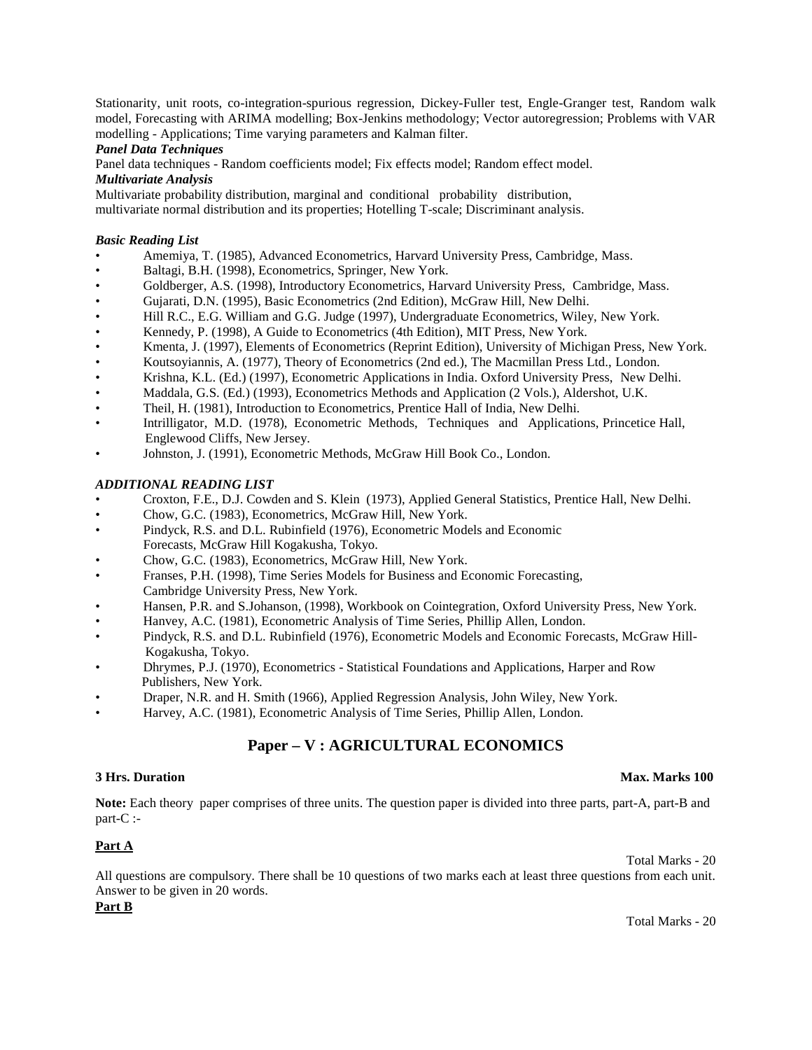Stationarity, unit roots, co-integration-spurious regression, Dickey-Fuller test, Engle-Granger test, Random walk model, Forecasting with ARIMA modelling; Box-Jenkins methodology; Vector autoregression; Problems with VAR modelling - Applications; Time varying parameters and Kalman filter.

***Panel Data Techniques***

Panel data techniques - Random coefficients model; Fix effects model; Random effect model.

***Multivariate Analysis***

Multivariate probability distribution, marginal and conditional probability distribution, multivariate normal distribution and its properties; Hotelling T-scale; Discriminant analysis.

***Basic Reading List***

- Amemiya, T. (1985), Advanced Econometrics, Harvard University Press, Cambridge, Mass.
- Baltagi, B.H. (1998), Econometrics, Springer, New York.
- Goldberger, A.S. (1998), Introductory Econometrics, Harvard University Press, Cambridge, Mass.
- Gujarati, D.N. (1995), Basic Econometrics (2nd Edition), McGraw Hill, New Delhi.
- Hill R.C., E.G. William and G.G. Judge (1997), Undergraduate Econometrics, Wiley, New York.
- Kennedy, P. (1998), A Guide to Econometrics (4th Edition), MIT Press, New York.
- Kmenta, J. (1997), Elements of Econometrics (Reprint Edition), University of Michigan Press, New York.
- Koutsoyiannis, A. (1977), Theory of Econometrics (2nd ed.), The Macmillan Press Ltd., London.
- Krishna, K.L. (Ed.) (1997), Econometric Applications in India. Oxford University Press, New Delhi.
- Maddala, G.S. (Ed.) (1993), Econometrics Methods and Application (2 Vols.), Aldershot, U.K.
- Theil, H. (1981), Introduction to Econometrics, Prentice Hall of India, New Delhi.
- Intrilligator, M.D. (1978), Econometric Methods, Techniques and Applications, Princetice Hall, Englewood Cliffs, New Jersey.
- Johnston, J. (1991), Econometric Methods, McGraw Hill Book Co., London.

***ADDITIONAL READING LIST***

- Croxton, F.E., D.J. Cowden and S. Klein (1973), Applied General Statistics, Prentice Hall, New Delhi.
- Chow, G.C. (1983), Econometrics, McGraw Hill, New York.
- Pindyck, R.S. and D.L. Rubinfield (1976), Econometric Models and Economic Forecasts, McGraw Hill Kogakusha, Tokyo.
- Chow, G.C. (1983), Econometrics, McGraw Hill, New York.
- Franses, P.H. (1998), Time Series Models for Business and Economic Forecasting, Cambridge University Press, New York.
- Hansen, P.R. and S.Johanson, (1998), Workbook on Cointegration, Oxford University Press, New York.
- Hanvey, A.C. (1981), Econometric Analysis of Time Series, Phillip Allen, London.
- Pindyck, R.S. and D.L. Rubinfield (1976), Econometric Models and Economic Forecasts, McGraw Hill-Kogakusha, Tokyo.
- Dhrymes, P.J. (1970), Econometrics - Statistical Foundations and Applications, Harper and Row Publishers, New York.
- Draper, N.R. and H. Smith (1966), Applied Regression Analysis, John Wiley, New York.
- Harvey, A.C. (1981), Econometric Analysis of Time Series, Phillip Allen, London.

## Paper – V : AGRICULTURAL ECONOMICS

**3 Hrs. Duration** **Max. Marks 100**

**Note:** Each theory paper comprises of three units. The question paper is divided into three parts, part-A, part-B and part-C :-

**Part A**

Total Marks - 20

All questions are compulsory. There shall be 10 questions of two marks each at least three questions from each unit. Answer to be given in 20 words.

**Part B**

Total Marks - 20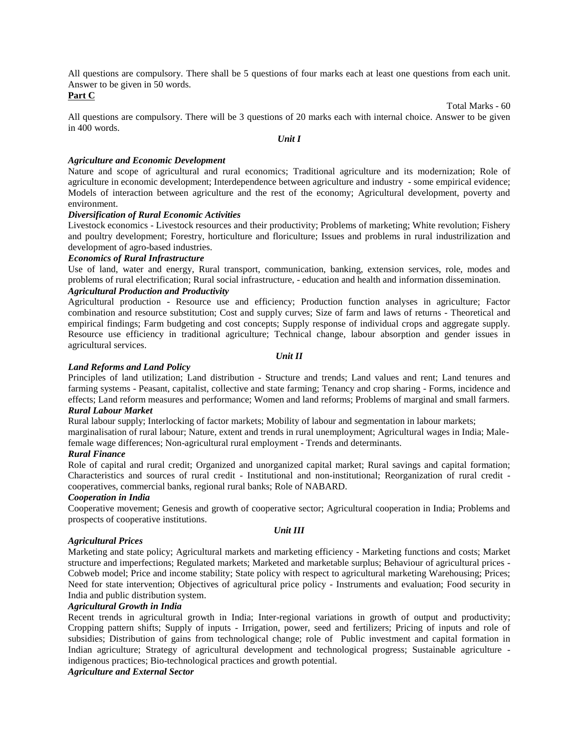All questions are compulsory. There shall be 5 questions of four marks each at least one questions from each unit. Answer to be given in 50 words.

**Part C**

Total Marks - 60

All questions are compulsory. There will be 3 questions of 20 marks each with internal choice. Answer to be given in 400 words.

***Unit I***

***Agriculture and Economic Development***

Nature and scope of agricultural and rural economics; Traditional agriculture and its modernization; Role of agriculture in economic development; Interdependence between agriculture and industry - some empirical evidence; Models of interaction between agriculture and the rest of the economy; Agricultural development, poverty and environment.

***Diversification of Rural Economic Activities***

Livestock economics - Livestock resources and their productivity; Problems of marketing; White revolution; Fishery and poultry development; Forestry, horticulture and floriculture; Issues and problems in rural industrilization and development of agro-based industries.

***Economics of Rural Infrastructure***

Use of land, water and energy, Rural transport, communication, banking, extension services, role, modes and problems of rural electrification; Rural social infrastructure, - education and health and information dissemination.

***Agricultural Production and Productivity***

Agricultural production - Resource use and efficiency; Production function analyses in agriculture; Factor combination and resource substitution; Cost and supply curves; Size of farm and laws of returns - Theoretical and empirical findings; Farm budgeting and cost concepts; Supply response of individual crops and aggregate supply. Resource use efficiency in traditional agriculture; Technical change, labour absorption and gender issues in agricultural services.

***Unit II***

***Land Reforms and Land Policy***

Principles of land utilization; Land distribution - Structure and trends; Land values and rent; Land tenures and farming systems - Peasant, capitalist, collective and state farming; Tenancy and crop sharing - Forms, incidence and effects; Land reform measures and performance; Women and land reforms; Problems of marginal and small farmers.

***Rural Labour Market***

Rural labour supply; Interlocking of factor markets; Mobility of labour and segmentation in labour markets; marginalisation of rural labour; Nature, extent and trends in rural unemployment; Agricultural wages in India; Male-female wage differences; Non-agricultural rural employment - Trends and determinants.

***Rural Finance***

Role of capital and rural credit; Organized and unorganized capital market; Rural savings and capital formation; Characteristics and sources of rural credit - Institutional and non-institutional; Reorganization of rural credit - cooperatives, commercial banks, regional rural banks; Role of NABARD.

***Cooperation in India***

Cooperative movement; Genesis and growth of cooperative sector; Agricultural cooperation in India; Problems and prospects of cooperative institutions.

***Unit III***

***Agricultural Prices***

Marketing and state policy; Agricultural markets and marketing efficiency - Marketing functions and costs; Market structure and imperfections; Regulated markets; Marketed and marketable surplus; Behaviour of agricultural prices - Cobweb model; Price and income stability; State policy with respect to agricultural marketing Warehousing; Prices; Need for state intervention; Objectives of agricultural price policy - Instruments and evaluation; Food security in India and public distribution system.

***Agricultural Growth in India***

Recent trends in agricultural growth in India; Inter-regional variations in growth of output and productivity; Cropping pattern shifts; Supply of inputs - Irrigation, power, seed and fertilizers; Pricing of inputs and role of subsidies; Distribution of gains from technological change; role of Public investment and capital formation in Indian agriculture; Strategy of agricultural development and technological progress; Sustainable agriculture - indigenous practices; Bio-technological practices and growth potential.

***Agriculture and External Sector***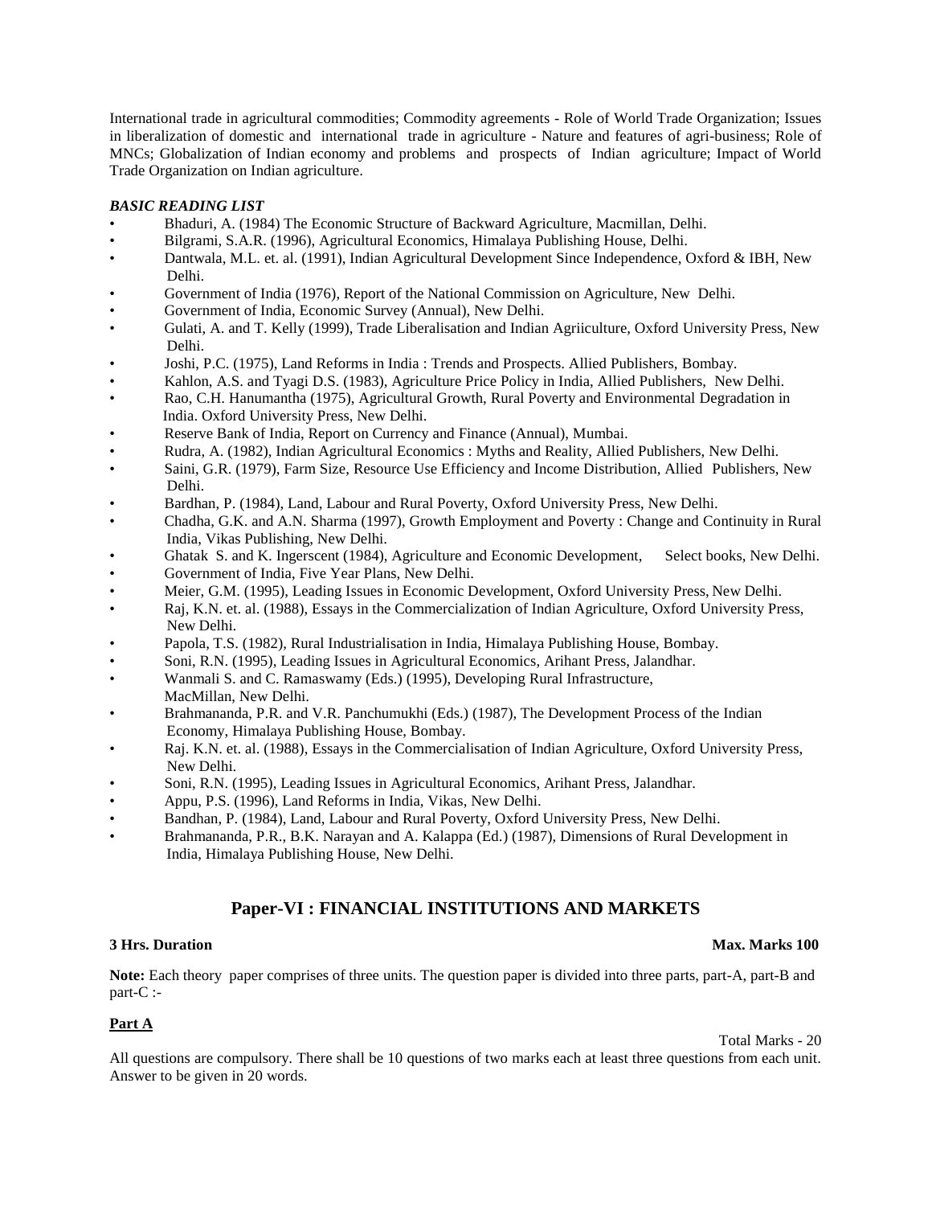International trade in agricultural commodities; Commodity agreements - Role of World Trade Organization; Issues in liberalization of domestic and international trade in agriculture - Nature and features of agri-business; Role of MNCs; Globalization of Indian economy and problems and prospects of Indian agriculture; Impact of World Trade Organization on Indian agriculture.

***BASIC READING LIST***

- Bhaduri, A. (1984) The Economic Structure of Backward Agriculture, Macmillan, Delhi.
- Bilgrami, S.A.R. (1996), Agricultural Economics, Himalaya Publishing House, Delhi.
- Dantwala, M.L. et. al. (1991), Indian Agricultural Development Since Independence, Oxford & IBH, New Delhi.
- Government of India (1976), Report of the National Commission on Agriculture, New Delhi.
- Government of India, Economic Survey (Annual), New Delhi.
- Gulati, A. and T. Kelly (1999), Trade Liberalisation and Indian Agriiculture, Oxford University Press, New Delhi.
- Joshi, P.C. (1975), Land Reforms in India : Trends and Prospects. Allied Publishers, Bombay.
- Kahlon, A.S. and Tyagi D.S. (1983), Agriculture Price Policy in India, Allied Publishers, New Delhi.
- Rao, C.H. Hanumantha (1975), Agricultural Growth, Rural Poverty and Environmental Degradation in India. Oxford University Press, New Delhi.
- Reserve Bank of India, Report on Currency and Finance (Annual), Mumbai.
- Rudra, A. (1982), Indian Agricultural Economics : Myths and Reality, Allied Publishers, New Delhi.
- Saini, G.R. (1979), Farm Size, Resource Use Efficiency and Income Distribution, Allied Publishers, New Delhi.
- Bardhan, P. (1984), Land, Labour and Rural Poverty, Oxford University Press, New Delhi.
- Chadha, G.K. and A.N. Sharma (1997), Growth Employment and Poverty : Change and Continuity in Rural India, Vikas Publishing, New Delhi.
- Ghatak S. and K. Ingerscent (1984), Agriculture and Economic Development, Select books, New Delhi.
- Government of India, Five Year Plans, New Delhi.
- Meier, G.M. (1995), Leading Issues in Economic Development, Oxford University Press, New Delhi.
- Raj, K.N. et. al. (1988), Essays in the Commercialization of Indian Agriculture, Oxford University Press, New Delhi.
- Papola, T.S. (1982), Rural Industrialisation in India, Himalaya Publishing House, Bombay.
- Soni, R.N. (1995), Leading Issues in Agricultural Economics, Arihant Press, Jalandhar.
- Wanmali S. and C. Ramaswamy (Eds.) (1995), Developing Rural Infrastructure, MacMillan, New Delhi.
- Brahmananda, P.R. and V.R. Panchumukhi (Eds.) (1987), The Development Process of the Indian Economy, Himalaya Publishing House, Bombay.
- Raj. K.N. et. al. (1988), Essays in the Commercialisation of Indian Agriculture, Oxford University Press, New Delhi.
- Soni, R.N. (1995), Leading Issues in Agricultural Economics, Arihant Press, Jalandhar.
- Appu, P.S. (1996), Land Reforms in India, Vikas, New Delhi.
- Bandhan, P. (1984), Land, Labour and Rural Poverty, Oxford University Press, New Delhi.
- Brahmananda, P.R., B.K. Narayan and A. Kalappa (Ed.) (1987), Dimensions of Rural Development in India, Himalaya Publishing House, New Delhi.

## Paper-VI : FINANCIAL INSTITUTIONS AND MARKETS

**3 Hrs. Duration** **Max. Marks 100**

**Note:** Each theory paper comprises of three units. The question paper is divided into three parts, part-A, part-B and part-C :-

**<u>Part A</u>**

Total Marks - 20

All questions are compulsory. There shall be 10 questions of two marks each at least three questions from each unit. Answer to be given in 20 words.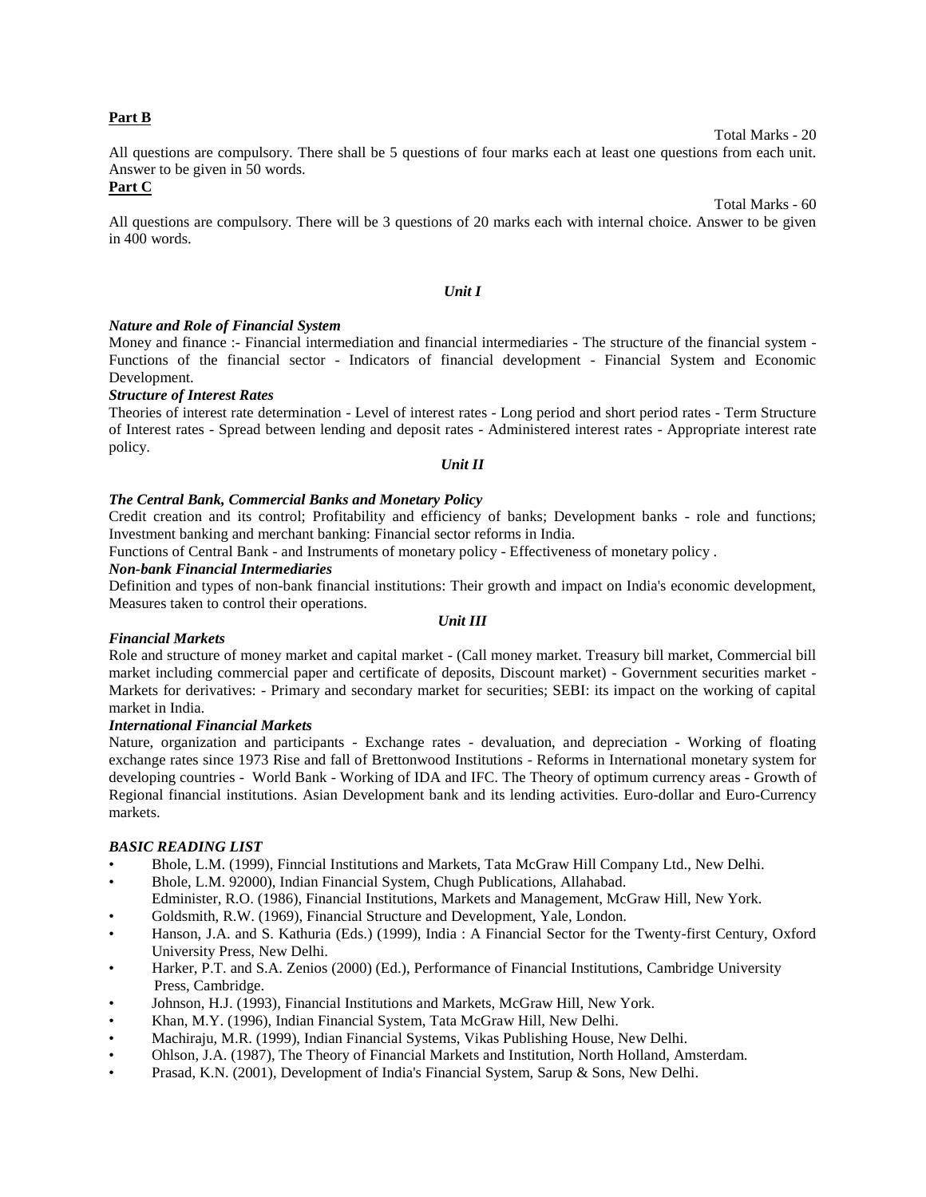**Part B**

Total Marks - 20

All questions are compulsory. There shall be 5 questions of four marks each at least one questions from each unit. Answer to be given in 50 words.

**Part C**

Total Marks - 60

All questions are compulsory. There will be 3 questions of 20 marks each with internal choice. Answer to be given in 400 words.

***Unit I***

***Nature and Role of Financial System***

Money and finance :- Financial intermediation and financial intermediaries - The structure of the financial system - Functions of the financial sector - Indicators of financial development - Financial System and Economic Development.

***Structure of Interest Rates***

Theories of interest rate determination - Level of interest rates - Long period and short period rates - Term Structure of Interest rates - Spread between lending and deposit rates - Administered interest rates - Appropriate interest rate policy.

***Unit II***

***The Central Bank, Commercial Banks and Monetary Policy***

Credit creation and its control; Profitability and efficiency of banks; Development banks - role and functions; Investment banking and merchant banking: Financial sector reforms in India.

Functions of Central Bank - and Instruments of monetary policy - Effectiveness of monetary policy .

***Non-bank Financial Intermediaries***

Definition and types of non-bank financial institutions: Their growth and impact on India's economic development, Measures taken to control their operations.

***Unit III***

***Financial Markets***

Role and structure of money market and capital market - (Call money market. Treasury bill market, Commercial bill market including commercial paper and certificate of deposits, Discount market) - Government securities market - Markets for derivatives: - Primary and secondary market for securities; SEBI: its impact on the working of capital market in India.

***International Financial Markets***

Nature, organization and participants - Exchange rates - devaluation, and depreciation - Working of floating exchange rates since 1973 Rise and fall of Brettonwood Institutions - Reforms in International monetary system for developing countries - World Bank - Working of IDA and IFC. The Theory of optimum currency areas - Growth of Regional financial institutions. Asian Development bank and its lending activities. Euro-dollar and Euro-Currency markets.

***BASIC READING LIST***

- Bhole, L.M. (1999), Finncial Institutions and Markets, Tata McGraw Hill Company Ltd., New Delhi.
- Bhole, L.M. 92000), Indian Financial System, Chugh Publications, Allahabad.
  Edminister, R.O. (1986), Financial Institutions, Markets and Management, McGraw Hill, New York.
- Goldsmith, R.W. (1969), Financial Structure and Development, Yale, London.
- Hanson, J.A. and S. Kathuria (Eds.) (1999), India : A Financial Sector for the Twenty-first Century, Oxford University Press, New Delhi.
- Harker, P.T. and S.A. Zenios (2000) (Ed.), Performance of Financial Institutions, Cambridge University Press, Cambridge.
- Johnson, H.J. (1993), Financial Institutions and Markets, McGraw Hill, New York.
- Khan, M.Y. (1996), Indian Financial System, Tata McGraw Hill, New Delhi.
- Machiraju, M.R. (1999), Indian Financial Systems, Vikas Publishing House, New Delhi.
- Ohlson, J.A. (1987), The Theory of Financial Markets and Institution, North Holland, Amsterdam.
- Prasad, K.N. (2001), Development of India's Financial System, Sarup & Sons, New Delhi.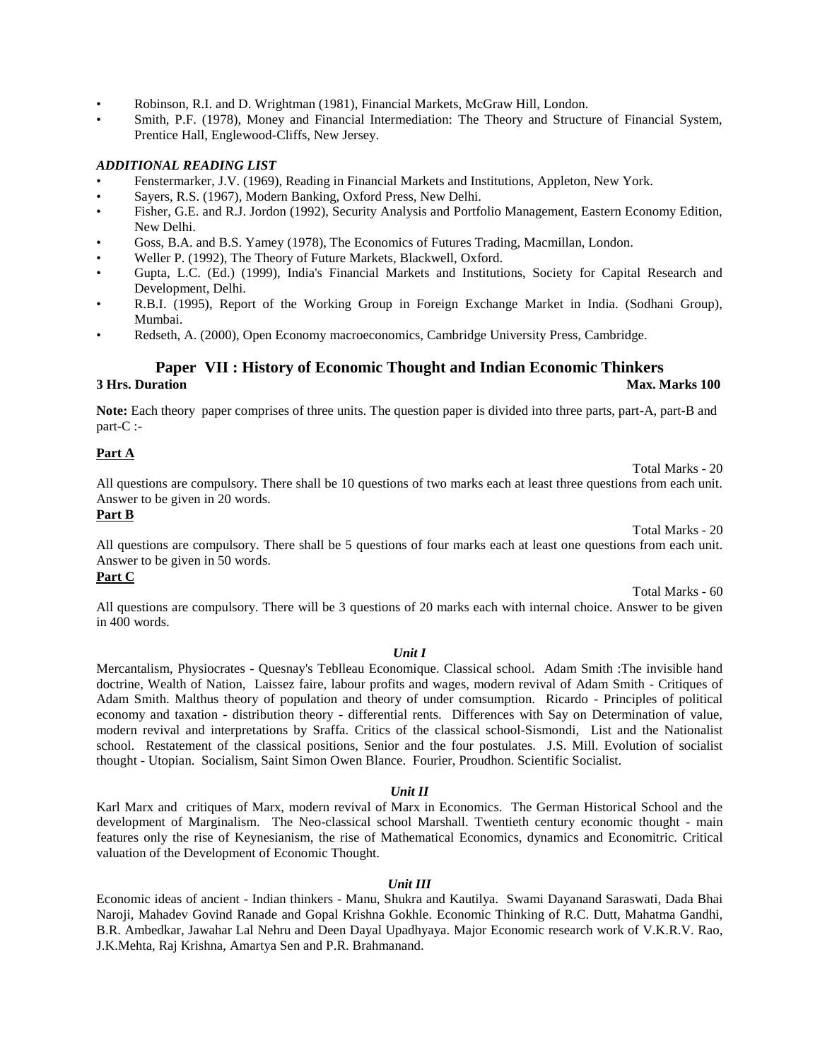- Robinson, R.I. and D. Wrightman (1981), Financial Markets, McGraw Hill, London.
- Smith, P.F. (1978), Money and Financial Intermediation: The Theory and Structure of Financial System, Prentice Hall, Englewood-Cliffs, New Jersey.

***ADDITIONAL READING LIST***

- Fenstermarker, J.V. (1969), Reading in Financial Markets and Institutions, Appleton, New York.
- Sayers, R.S. (1967), Modern Banking, Oxford Press, New Delhi.
- Fisher, G.E. and R.J. Jordon (1992), Security Analysis and Portfolio Management, Eastern Economy Edition, New Delhi.
- Goss, B.A. and B.S. Yamey (1978), The Economics of Futures Trading, Macmillan, London.
- Weller P. (1992), The Theory of Future Markets, Blackwell, Oxford.
- Gupta, L.C. (Ed.) (1999), India's Financial Markets and Institutions, Society for Capital Research and Development, Delhi.
- R.B.I. (1995), Report of the Working Group in Foreign Exchange Market in India. (Sodhani Group), Mumbai.
- Redseth, A. (2000), Open Economy macroeconomics, Cambridge University Press, Cambridge.

## Paper VII : History of Economic Thought and Indian Economic Thinkers

**3 Hrs. Duration** **Max. Marks 100**

**Note:** Each theory paper comprises of three units. The question paper is divided into three parts, part-A, part-B and part-C :-

**Part A**

Total Marks - 20

All questions are compulsory. There shall be 10 questions of two marks each at least three questions from each unit. Answer to be given in 20 words.

**Part B**

Total Marks - 20

All questions are compulsory. There shall be 5 questions of four marks each at least one questions from each unit. Answer to be given in 50 words.

**Part C**

Total Marks - 60

All questions are compulsory. There will be 3 questions of 20 marks each with internal choice. Answer to be given in 400 words.

***Unit I***

Mercantalism, Physiocrates - Quesnay's Teblleau Economique. Classical school. Adam Smith :The invisible hand doctrine, Wealth of Nation, Laissez faire, labour profits and wages, modern revival of Adam Smith - Critiques of Adam Smith. Malthus theory of population and theory of under comsumption. Ricardo - Principles of political economy and taxation - distribution theory - differential rents. Differences with Say on Determination of value, modern revival and interpretations by Sraffa. Critics of the classical school-Sismondi, List and the Nationalist school. Restatement of the classical positions, Senior and the four postulates. J.S. Mill. Evolution of socialist thought - Utopian. Socialism, Saint Simon Owen Blance. Fourier, Proudhon. Scientific Socialist.

***Unit II***

Karl Marx and critiques of Marx, modern revival of Marx in Economics. The German Historical School and the development of Marginalism. The Neo-classical school Marshall. Twentieth century economic thought - main features only the rise of Keynesianism, the rise of Mathematical Economics, dynamics and Economitric. Critical valuation of the Development of Economic Thought.

***Unit III***

Economic ideas of ancient - Indian thinkers - Manu, Shukra and Kautilya. Swami Dayanand Saraswati, Dada Bhai Naroji, Mahadev Govind Ranade and Gopal Krishna Gokhle. Economic Thinking of R.C. Dutt, Mahatma Gandhi, B.R. Ambedkar, Jawahar Lal Nehru and Deen Dayal Upadhyaya. Major Economic research work of V.K.R.V. Rao, J.K.Mehta, Raj Krishna, Amartya Sen and P.R. Brahmanand.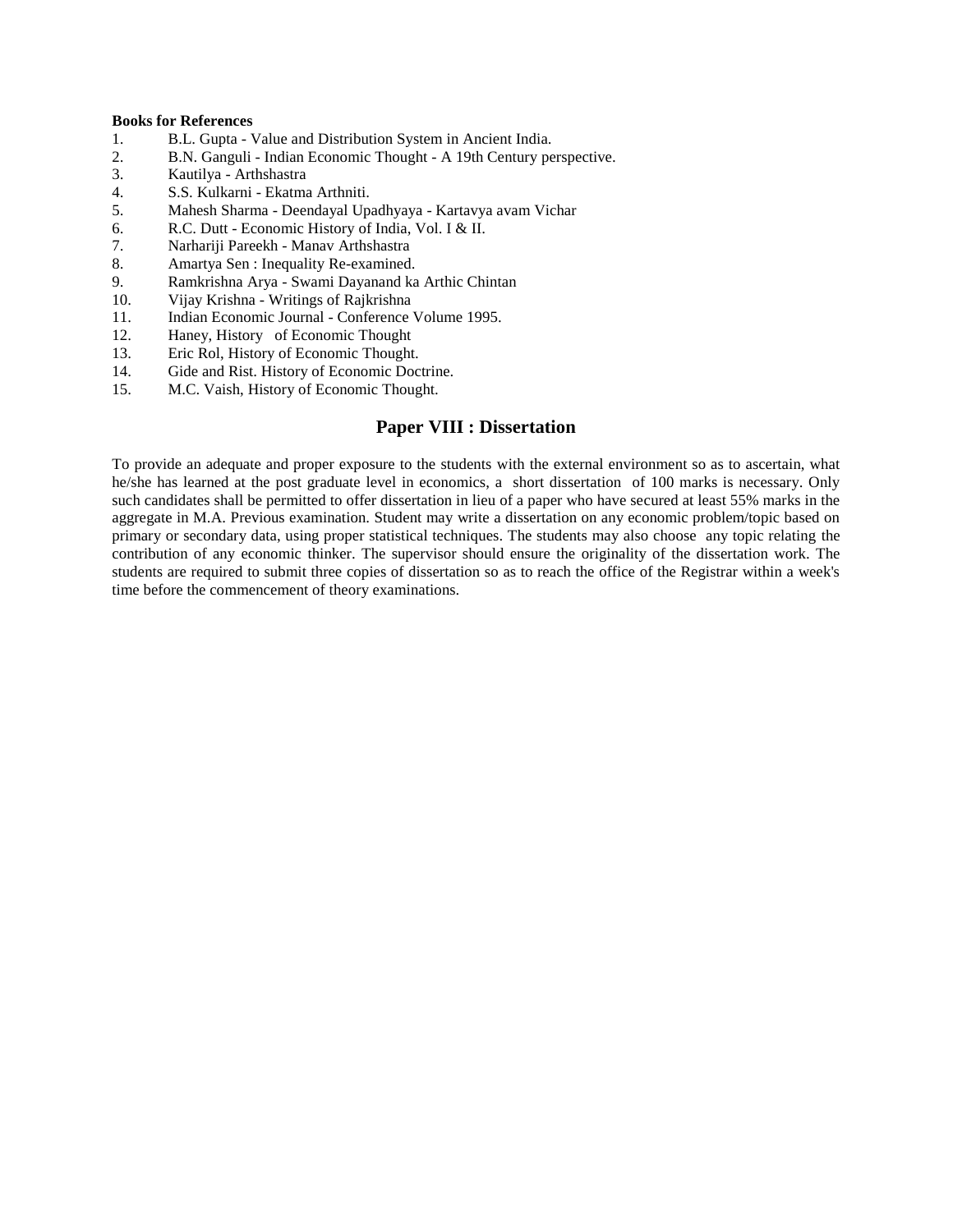**Books for References**

1. B.L. Gupta - Value and Distribution System in Ancient India.
2. B.N. Ganguli - Indian Economic Thought - A 19th Century perspective.
3. Kautilya - Arthshastra
4. S.S. Kulkarni - Ekatma Arthniti.
5. Mahesh Sharma - Deendayal Upadhyaya - Kartavya avam Vichar
6. R.C. Dutt - Economic History of India, Vol. I & II.
7. Narhariji Pareekh - Manav Arthshastra
8. Amartya Sen : Inequality Re-examined.
9. Ramkrishna Arya - Swami Dayanand ka Arthic Chintan
10. Vijay Krishna - Writings of Rajkrishna
11. Indian Economic Journal - Conference Volume 1995.
12. Haney, History of Economic Thought
13. Eric Rol, History of Economic Thought.
14. Gide and Rist. History of Economic Doctrine.
15. M.C. Vaish, History of Economic Thought.

## Paper VIII : Dissertation

To provide an adequate and proper exposure to the students with the external environment so as to ascertain, what he/she has learned at the post graduate level in economics, a short dissertation of 100 marks is necessary. Only such candidates shall be permitted to offer dissertation in lieu of a paper who have secured at least 55% marks in the aggregate in M.A. Previous examination. Student may write a dissertation on any economic problem/topic based on primary or secondary data, using proper statistical techniques. The students may also choose any topic relating the contribution of any economic thinker. The supervisor should ensure the originality of the dissertation work. The students are required to submit three copies of dissertation so as to reach the office of the Registrar within a week's time before the commencement of theory examinations.